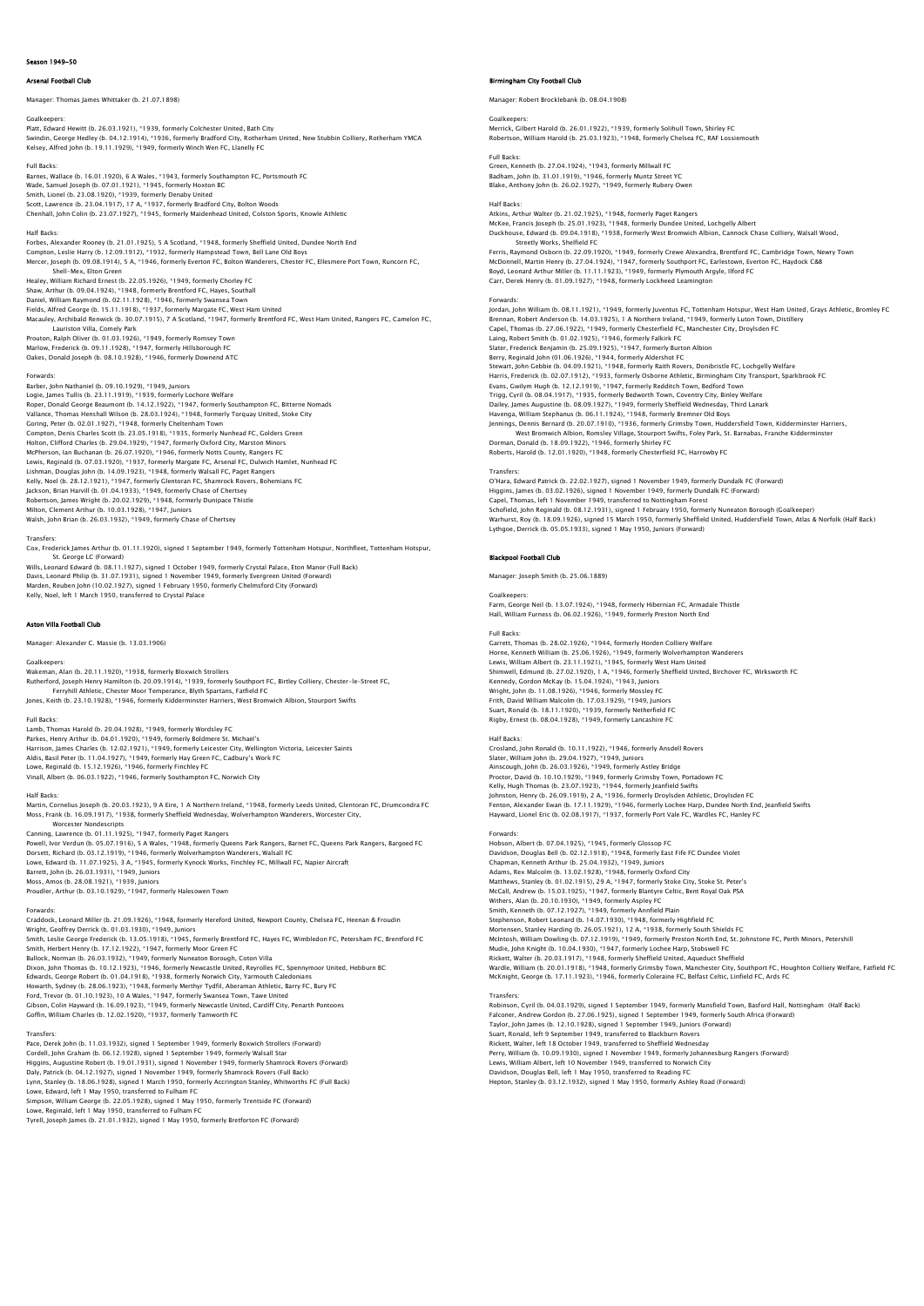# Season 1949–50

## Arsenal Football Club

Manager: Thomas James Whittaker (b. 21.07.1898)

Goalkeepers:
Platt, Edward Hewitt (b. 26.03.1921), *1939, formerly Colchester United, Bath City
Swindin, George Hedley (b. 04.12.1914), *1936, formerly Bradford City, Rotherham United, New Stubbin Colliery, Rotherham YMCA
Kelsey, Alfred John (b. 19.11.1929), *1949, formerly Winch Wen FC, Llanelly FC

Full Backs:
Barnes, Wallace (b. 16.01.1920), 6 A Wales, *1943, formerly Southampton FC, Portsmouth FC
Wade, Samuel Joseph (b. 07.01.1921), *1945, formerly Hoxton BC
Smith, Lionel (b. 23.08.1920), *1939, formerly Denaby United
Scott, Lawrence (b. 23.04.1917), 17 A, *1937, formerly Bradford City, Bolton Woods
Chenhall, John Colin (b. 23.07.1927), *1945, formerly Maidenhead United, Colston Sports, Knowle Athletic

Half Backs:
Forbes, Alexander Rooney (b. 21.01.1925), 5 A Scotland, *1948, formerly Sheffield United, Dundee North End
Compton, Leslie Harry (b. 12.09.1912), *1932, formerly Hampstead Town, Bell Lane Old Boys
Mercer, Joseph (b. 09.08.1914), 5 A, *1946, formerly Everton FC, Bolton Wanderers, Chester FC, Ellesmere Port Town, Runcorn FC, Shell-Mex, Elton Green
Healey, William Richard Ernest (b. 22.05.1926), *1949, formerly Chorley FC
Shaw, Arthur (b. 09.04.1924), *1948, formerly Brentford FC, Hayes, Southall
Daniel, William Raymond (b. 02.11.1928), *1946, formerly Swansea Town
Fields, Alfred George (b. 15.11.1918), *1937, formerly Margate FC, West Ham United
Macauley, Archibald Renwick (b. 30.07.1915), 7 A Scotland, *1947, formerly Brentford FC, West Ham United, Rangers FC, Camelon FC, Lauriston Villa, Comely Park
Prouton, Ralph Oliver (b. 01.03.1926), *1949, formerly Romsey Town
Marlow, Frederick (b. 09.11.1928), *1947, formerly Hillsborough FC
Oakes, Donald Joseph (b. 08.10.1928), *1946, formerly Downend ATC

Forwards:
Barber, John Nathaniel (b. 09.10.1929), *1949, Juniors
Logie, James Tullis (b. 23.11.1919), *1939, formerly Lochore Welfare
Roper, Donald George Beaumont (b. 14.12.1922), *1947, formerly Southampton FC, Bitterne Nomads
Vallance, Thomas Henshall Wilson (b. 28.03.1924), *1948, formerly Torquay United, Stoke City
Goring, Peter (b. 02.01.1927), *1948, formerly Cheltenham Town
Compton, Denis Charles Scott (b. 23.05.1918), *1935, formerly Nunhead FC, Golders Green
Holton, Clifford Charles (b. 29.04.1929), *1947, formerly Oxford City, Marston Minors
McPherson, Ian Buchanan (b. 26.07.1920), *1946, formerly Notts County, Rangers FC
Lewis, Reginald (b. 07.03.1920), *1937, formerly Margate FC, Arsenal FC, Dulwich Hamlet, Nunhead FC
Lishman, Douglas John (b. 14.09.1923), *1948, formerly Walsall FC, Paget Rangers
Kelly, Noel (b. 28.12.1921), *1947, formerly Glentoran FC, Shamrock Rovers, Bohemians FC
Jackson, Brian Harvill (b. 01.04.1933), *1949, formerly Chase of Chertsey
Robertson, James Wright (b. 20.02.1929), *1948, formerly Dunipace Thistle
Milton, Clement Arthur (b. 10.03.1928), *1947, Juniors
Walsh, John Brian (b. 26.03.1932), *1949, formerly Chase of Chertsey

Transfers:
Cox, Frederick James Arthur (b. 01.11.1920), signed 1 September 1949, formerly Tottenham Hotspur, Northfleet, Tottenham Hotspur, St. George LC (Forward)
Wills, Leonard Edward (b. 08.11.1927), signed 1 October 1949, formerly Crystal Palace, Eton Manor (Full Back)
Davis, Leonard Philip (b. 31.07.1931), signed 1 November 1949, formerly Evergreen United (Forward)
Marden, Reuben John (10.02.1927), signed 1 February 1950, formerly Chelmsford City (Forward)
Kelly, Noel, left 1 March 1950, transferred to Crystal Palace

## Aston Villa Football Club

Manager: Alexander C. Massie (b. 13.03.1906)

Goalkeepers:
Wakeman, Alan (b. 20.11.1920), *1938, formerly Bloxwich Strollers
Rutherford, Joseph Henry Hamilton (b. 20.09.1914), *1939, formerly Southport FC, Birtley Colliery, Chester-le-Street FC, Ferryhill Athletic, Chester Moor Temperance, Blyth Spartans, Fatfield FC
Jones, Keith (b. 23.10.1928), *1946, formerly Kidderminster Harriers, West Bromwich Albion, Stourport Swifts

Full Backs:
Lamb, Thomas Harold (b. 20.04.1928), *1949, formerly Wordsley FC
Parkes, Henry Arthur (b. 04.01.1920), *1939, formerly Boldmere St. Michael's
Harrison, James Charles (b. 12.02.1921), *1949, formerly Leicester City, Wellington Victoria, Leicester Saints
Aldis, Basil Peter (b. 11.04.1927), *1949, formerly Hay Green FC, Cadbury's Work FC
Lowe, Reginald (b. 15.12.1926), *1946, formerly Finchley FC
Vinall, Albert (b. 06.03.1922), *1946, formerly Southampton FC, Norwich City

Half Backs:
Martin, Cornelius Joseph (b. 20.03.1923), 9 A Eire, 1 A Northern Ireland, *1948, formerly Leeds United, Glentoran FC, Drumcondra FC
Moss, Frank (b. 16.09.1917), *1938, formerly Sheffield Wednesday, Wolverhampton Wanderers, Worcester City, Worcester Nondescripts
Canning, Lawrence (b. 01.11.1925), *1947, formerly Paget Rangers
Powell, Ivor Verdun (b. 05.07.1916), 5 A Wales, *1948, formerly Queens Park Rangers, Barnet FC, Queens Park Rangers, Bargoed FC
Dorsett, Richard (b. 03.12.1919), *1946, formerly Wolverhampton Wanderers, Walsall FC
Lowe, Edward (b. 11.07.1925), 3 A, *1945, formerly Kynock Works, Finchley FC, Millwall FC, Napier Aircraft
Barrett, John (b. 26.03.1931), *1949, Juniors
Moss, Amos (b. 28.08.1921), *1939, Juniors
Proudler, Arthur (b. 03.10.1929), *1947, formerly Halesowen Town

Forwards:
Craddock, Leonard Miller (b. 21.09.1926), *1948, formerly Hereford United, Newport County, Chelsea FC, Heenan & Froudin
Wright, Geoffrey Derrick (b. 01.03.1930), *1949, Juniors
Smith, Leslie George Frederick (b. 13.05.1918), *1945, formerly Brentford FC, Hayes FC, Wimbledon FC, Petersham FC, Brentford FC
Smith, Herbert Henry (b. 17.12.1922), *1947, formerly Moor Green FC
Bullock, Norman (b. 26.03.1932), *1949, formerly Nuneaton Borough, Coton Villa
Dixon, John Thomas (b. 10.12.1923), *1946, formerly Newcastle United, Reyrolles FC, Spennymoor United, Hebburn BC
Edwards, George Robert (b. 01.04.1918), *1938, formerly Norwich City, Yarmouth Caledonians
Howarth, Sydney (b. 28.06.1923), *1948, formerly Merthyr Tydfil, Aberaman Athletic, Barry FC, Bury FC
Ford, Trevor (b. 01.10.1923), 10 A Wales, *1947, formerly Swansea Town, Tawe United
Gibson, Colin Hayward (b. 16.09.1923), *1949, formerly Newcastle United, Cardiff City, Penarth Pontoons
Goffin, William Charles (b. 12.02.1920), *1937, formerly Tamworth FC

Transfers:
Pace, Derek John (b. 11.03.1932), signed 1 September 1949, formerly Boxwich Strollers (Forward)
Cordell, John Graham (b. 06.12.1928), signed 1 September 1949, formerly Walsall Star
Higgins, Augustine Robert (b. 19.01.1931), signed 1 November 1949, formerly Shamrock Rovers (Forward)
Daly, Patrick (b. 04.12.1927), signed 1 November 1949, formerly Shamrock Rovers (Full Back)
Lynn, Stanley (b. 18.06.1928), signed 1 March 1950, formerly Accrington Stanley, Whitworths FC (Full Back)
Lowe, Edward, left 1 May 1950, transferred to Fulham FC
Simpson, William George (b. 22.05.1928), signed 1 May 1950, formerly Trentside FC (Forward)
Lowe, Reginald, left 1 May 1950, transferred to Fulham FC
Tyrell, Joseph James (b. 21.01.1932), signed 1 May 1950, formerly Bretforton FC (Forward)

## Birmingham City Football Club

Manager: Robert Brocklebank (b. 08.04.1908)

Goalkeepers:
Merrick, Gilbert Harold (b. 26.01.1922), *1939, formerly Solihull Town, Shirley FC
Robertson, William Harold (b. 25.03.1923), *1948, formerly Chelsea FC, RAF Lossiemouth

Full Backs:
Green, Kenneth (b. 27.04.1924), *1943, formerly Millwall FC
Badham, John (b. 31.01.1919), *1946, formerly Muntz Street YC
Blake, Anthony John (b. 26.02.1927), *1949, formerly Rubery Owen

Half Backs:
Atkins, Arthur Walter (b. 21.02.1925), *1948, formerly Paget Rangers
McKee, Francis Joseph (b. 25.01.1923), *1948, formerly Dundee United, Lochgelly Albert
Duckhouse, Edward (b. 09.04.1918), *1938, formerly West Bromwich Albion, Cannock Chase Colliery, Walsall Wood, Streetly Works, Sheffield FC
Ferris, Raymond Osborn (b. 22.09.1920), *1949, formerly Crewe Alexandra, Brentford FC, Cambridge Town, Newry Town
McDonnell, Martin Henry (b. 27.04.1924), *1947, formerly Southport FC, Earlestown, Everton FC, Haydock C&B
Boyd, Leonard Arthur Miller (b. 11.11.1923), *1949, formerly Plymouth Argyle, Ilford FC
Carr, Derek Henry (b. 01.09.1927), *1948, formerly Lockheed Leamington

Forwards:
Jordan, John William (b. 08.11.1921), *1949, formerly Juventus FC, Tottenham Hotspur, West Ham United, Grays Athletic, Bromley FC
Brennan, Robert Anderson (b. 14.03.1925), 1 A Northern Ireland, *1949, formerly Luton Town, Distillery
Capel, Thomas (b. 27.06.1922), *1949, formerly Chesterfield FC, Manchester City, Droylsden FC
Laing, Robert Smith (b. 01.02.1925), *1946, formerly Falkirk FC
Slater, Frederick Benjamin (b. 25.09.1925), *1947, formerly Burton Albion
Berry, Reginald John (01.06.1926), *1944, formerly Aldershot FC
Stewart, John Gebbie (b. 04.09.1921), *1948, formerly Raith Rovers, Donibristle FC, Lochgelly Welfare
Harris, Frederick (b. 02.07.1912), *1933, formerly Osborne Athletic, Birmingham City Transport, Sparkbrook FC
Evans, Gwilym Hugh (b. 12.12.1919), *1947, formerly Redditch Town, Bedford Town
Trigg, Cyril (b. 08.04.1917), *1935, formerly Bedworth Town, Coventry City, Binley Welfare
Dailey, James Augustine (b. 08.09.1927), *1949, formerly Sheffield Wednesday, Third Lanark
Havenga, William Stephanus (b. 06.11.1924), *1948, formerly Bremner Old Boys
Jennings, Dennis Bernard (b. 20.07.1910), *1936, formerly Grimsby Town, Huddersfield Town, Kidderminster Harriers, West Bromwich Albion, Romsley Village, Stourport Swifts, Foley Park, St. Barnabas, Franche Kidderminster
Dorman, Donald (b. 18.09.1922), *1946, formerly Shirley FC
Roberts, Harold (b. 12.01.1920), *1948, formerly Chesterfield FC, Harrowby FC

Transfers:
O'Hara, Edward Patrick (b. 22.02.1927), signed 1 November 1949, formerly Dundalk FC (Forward)
Higgins, James (b. 03.02.1926), signed 1 November 1949, formerly Dundalk FC (Forward)
Capel, Thomas, left 1 November 1949, transferred to Nottingham Forest
Schofield, John Reginald (b. 08.12.1931), signed 1 February 1950, formerly Nuneaton Borough (Goalkeeper)
Warhurst, Roy (b. 18.09.1926), signed 15 March 1950, formerly Sheffield United, Huddersfield Town, Atlas & Norfolk (Half Back)
Lythgoe, Derrick (b. 05.05.1933), signed 1 May 1950, Juniors (Forward)

## Blackpool Football Club

Manager: Joseph Smith (b. 25.06.1889)

Goalkeepers:
Farm, George Neil (b. 13.07.1924), *1948, formerly Hibernian FC, Armadale Thistle
Hall, William Furness (b. 06.02.1926), *1949, formerly Preston North End

Full Backs:
Garrett, Thomas (b. 28.02.1926), *1944, formerly Horden Colliery Welfare
Horne, Kenneth William (b. 25.06.1926), *1949, formerly Wolverhampton Wanderers
Lewis, William Albert (b. 23.11.1921), *1945, formerly West Ham United
Shimwell, Edmund (b. 27.02.1920), 1 A, *1946, formerly Sheffield United, Birchover FC, Wirksworth FC
Kennedy, Gordon McKay (b. 15.04.1924), *1943, Juniors
Wright, John (b. 11.08.1926), *1946, formerly Mossley FC
Frith, David William Malcolm (b. 17.03.1929), *1949, Juniors
Suart, Ronald (b. 18.11.1920), *1939, formerly Netherfield FC
Rigby, Ernest (b. 08.04.1928), *1949, formerly Lancashire FC

Half Backs:
Crosland, John Ronald (b. 10.11.1922), *1946, formerly Ansdell Rovers
Slater, William John (b. 29.04.1927), *1949, Juniors
Ainscough, John (b. 26.03.1926), *1949, formerly Astley Bridge
Proctor, David (b. 10.10.1929), *1949, formerly Grimsby Town, Portadown FC
Kelly, Hugh Thomas (b. 23.07.1923), *1944, formerly Jeanfield Swifts
Johnston, Henry (b. 26.09.1919), 2 A, *1936, formerly Droylsden Athletic, Droylsden FC
Fenton, Alexander Ewan (b. 17.11.1929), *1946, formerly Lochee Harp, Dundee North End, Jeanfield Swifts
Hayward, Lionel Eric (b. 02.08.1917), *1937, formerly Port Vale FC, Wardles FC, Hanley FC

Forwards:
Hobson, Albert (b. 07.04.1925), *1945, formerly Glossop FC
Davidson, Douglas Bell (b. 02.12.1918), *1948, formerly East Fife FC Dundee Violet
Chapman, Kenneth Arthur (b. 25.04.1932), *1949, Juniors
Adams, Rex Malcolm (b. 13.02.1928), *1948, formerly Oxford City
Matthews, Stanley (b. 01.02.1915), 29 A, *1947, formerly Stoke City, Stoke St. Peter's
McCall, Andrew (b. 15.03.1925), *1947, formerly Blantyre Celtic, Bent Royal Oak PSA
Withers, Alan (b. 20.10.1930), *1949, formerly Aspley FC
Smith, Kenneth (b. 07.12.1927), *1949, formerly Annfield Plain
Stephenson, Robert Leonard (b. 14.07.1930), *1948, formerly Highfield FC
Mortensen, Stanley Harding (b. 26.05.1921), 12 A, *1938, formerly South Shields FC
McIntosh, William Dowling (b. 07.12.1919), *1949, formerly Preston North End, St. Johnstone FC, Perth Minors, Petershill
Mudie, John Knight (b. 10.04.1930), *1947, formerly Lochee Harp, Stobswell FC
Rickett, Walter (b. 20.03.1917), *1948, formerly Sheffield United, Aqueduct Sheffield
Wardle, William (b. 20.01.1918), *1948, formerly Grimsby Town, Manchester City, Southport FC, Houghton Colliery Welfare, Fatfield FC
McKnight, George (b. 17.11.1923), *1946, formerly Coleraine FC, Belfast Celtic, Linfield FC, Ards FC

Transfers:
Robinson, Cyril (b. 04.03.1929), signed 1 September 1949, formerly Mansfield Town, Basford Hall, Nottingham (Half Back)
Falconer, Andrew Gordon (b. 27.06.1925), signed 1 September 1949, formerly South Africa (Forward)
Taylor, John James (b. 12.10.1928), signed 1 September 1949, Juniors (Forward)
Suart, Ronald, left 9 September 1949, transferred to Blackburn Rovers
Rickett, Walter, left 18 October 1949, transferred to Sheffield Wednesday
Perry, William (b. 10.09.1930), signed 1 November 1949, formerly Johannesburg Rangers (Forward)
Lewis, William Albert, left 10 November 1949, transferred to Norwich City
Davidson, Douglas Bell, left 1 May 1950, transferred to Reading FC
Hepton, Stanley (b. 03.12.1932), signed 1 May 1950, formerly Ashley Road (Forward)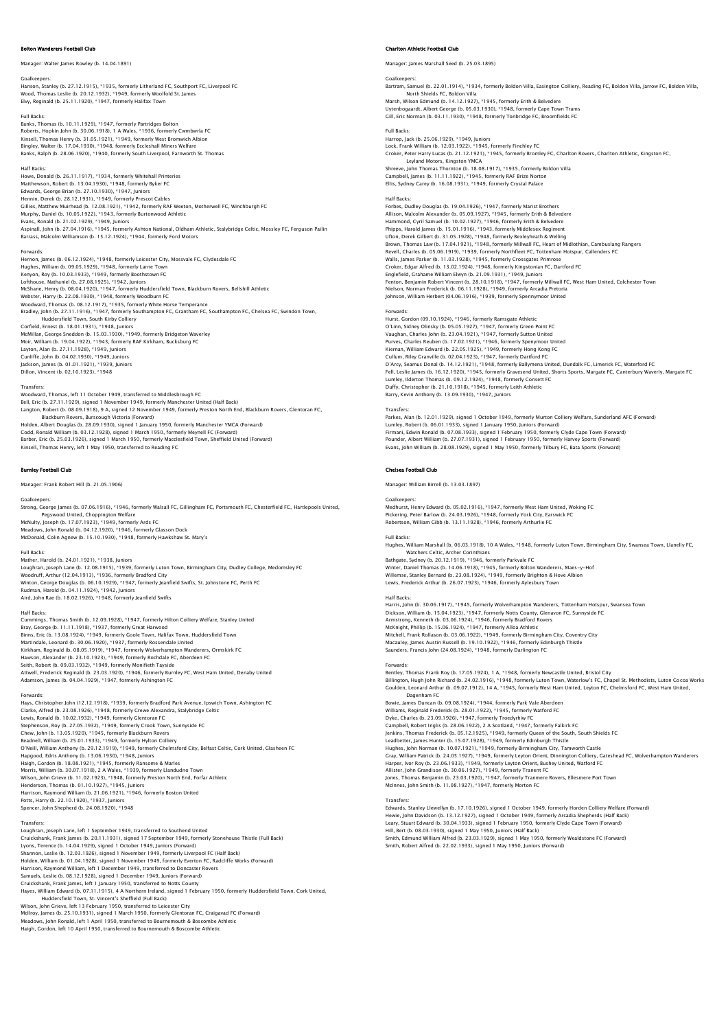## Bolton Wanderers Football Club

Manager: Walter James Rowley (b. 14.04.1891)

Goalkeepers:
Hanson, Stanley (b. 27.12.1915), *1935, formerly Litherland FC, Southport FC, Liverpool FC
Wood, Thomas Leslie (b. 20.12.1932), *1949, formerly Woolfold St. James
Elvy, Reginald (b. 25.11.1920), *1947, formerly Halifax Town

Full Backs:
Banks, Thomas (b. 10.11.1929), *1947, formerly Partridges Bolton
Roberts, Hopkin John (b. 30.06.1918), 1 A Wales, *1936, formerly Cwmbwrla FC
Kinsell, Thomas Henry (b. 31.05.1921), *1949, formerly West Bromwich Albion
Bingley, Walter (b. 17.04.1930), *1948, formerly Eccleshall Miners Welfare
Banks, Ralph (b. 28.06.1920), *1940, formerly South Liverpool, Farnworth St. Thomas

Half Backs:
Howe, Donald (b. 26.11.1917), *1934, formerly Whitehall Printeries
Matthewson, Robert (b. 13.04.1930), *1948, formerly Byker FC
Edwards, George Brian (b. 27.10.1930), *1947, Juniors
Hennin, Derek (b. 28.12.1931), *1949, formerly Prescot Cables
Gillies, Matthew Muirhead (b. 12.08.1921), *1942, formerly RAF Weeton, Motherwell FC, Winchburgh FC
Murphy, Daniel (b. 10.05.1922), *1943, formerly Burtonwood Athletic
Evans, Ronald (b. 21.02.1929), *1949, Juniors
Aspinall, John (b. 27.04.1916), *1948, formerly Ashton National, Oldham Athletic, Stalybridge Celtic, Mossley FC, Ferguson Pailin
Barrass, Malcolm Williamson (b. 15.12.1924), *1944, formerly Ford Motors

Forwards:
Hernon, James (b. 06.12.1924), *1948, formerly Leicester City, Mossvale FC, Clydesdale FC
Hughes, William (b. 09.05.1929), *1948, formerly Larne Town
Kenyon, Roy (b. 10.03.1933), *1949, formerly Boothstown FC
Lofthouse, Nathaniel (b. 27.08.1925), *1942, Juniors
McShane, Henry (b. 08.04.1920), *1947, formerly Huddersfield Town, Blackburn Rovers, Bellshill Athletic
Webster, Harry (b. 22.08.1930), *1948, formerly Woodburn FC
Woodward, Thomas (b. 08.12.1917), *1935, formerly White Horse Temperance
Bradley, John (b. 27.11.1916), *1947, formerly Southampton FC, Grantham FC, Southampton FC, Chelsea FC, Swindon Town, Huddersfield Town, South Kirby Colliery
Corfield, Ernest (b. 18.01.1931), *1948, Juniors
McMillan, George Sneddon (b. 15.03.1930), *1949, formerly Bridgeton Waverley
Moir, William (b. 19.04.1922), *1943, formerly RAF Kirkham, Bucksburg FC
Layton, Alan (b. 27.11.1928), *1949, Juniors
Cunliffe, John (b. 04.02.1930), *1949, Juniors
Jackson, James (b. 01.01.1921), *1939, Juniors
Dillon, Vincent (b. 02.10.1923), *1948

Transfers:
Woodward, Thomas, left 11 October 1949, transferred to Middlesbrough FC
Bell, Eric (b. 27.11.1929), signed 1 November 1949, formerly Manchester United (Half Back)
Langton, Robert (b. 08.09.1918), 9 A, signed 12 November 1949, formerly Preston North End, Blackburn Rovers, Glentoran FC, Blackburn Rovers, Burscough Victoria (Forward)
Holden, Albert Douglas (b. 28.09.1930), signed 1 January 1950, formerly Manchester YMCA (Forward)
Codd, Ronald William (b. 03.12.1928), signed 1 March 1950, formerly Meynell FC (Forward)
Barber, Eric (b. 25.03.1926), signed 1 March 1950, formerly Macclesfield Town, Sheffield United (Forward)
Kinsell, Thomas Henry, left 1 May 1950, transferred to Reading FC

## Burnley Football Club

Manager: Frank Robert Hill (b. 21.05.1906)

Goalkeepers:
Strong, George James (b. 07.06.1916), *1946, formerly Walsall FC, Gillingham FC, Portsmouth FC, Chesterfield FC, Hartlepools United, Pegswood United, Choppington Welfare
McNulty, Joseph (b. 17.07.1923), *1949, formerly Ards FC
Meadows, John Ronald (b. 04.12.1920), *1946, formerly Glasson Dock
McDonald, Colin Agnew (b. 15.10.1930), *1948, formerly Hawkshaw St. Mary's

Full Backs:
Mather, Harold (b. 24.01.1921), *1938, Juniors
Loughran, Joseph Lane (b. 12.08.1915), *1939, formerly Luton Town, Birmingham City, Dudley College, Medomsley FC
Woodruff, Arthur (12.04.1913), *1936, formerly Bradford City
Winton, George Douglas (b. 06.10.1929), *1947, formerly Jeanfield Swifts, St. Johnstone FC, Perth FC
Rudman, Harold (b. 04.11.1924), *1942, Juniors
Aird, John Rae (b. 18.02.1926), *1948, formerly Jeanfield Swifts

Half Backs:
Cummings, Thomas Smith (b. 12.09.1928), *1947, formerly Hilton Colliery Welfare, Stanley United
Bray, George (b. 11.11.1918), *1937, formerly Great Harwood
Binns, Eric (b. 13.08.1924), *1949, formerly Goole Town, Halifax Town, Huddersfield Town
Martindale, Leonard (b. 30.06.1920), *1937, formerly Rossendale United
Kirkham, Reginald (b. 08.05.1919), *1947, formerly Wolverhampton Wanderers, Ormskirk FC
Hawson, Alexander (b. 23.10.1923), *1949, formerly Rochdale FC, Aberdeen FC
Seith, Robert (b. 09.03.1932), *1949, formerly Monifieth Tayside
Attwell, Frederick Reginald (b. 23.03.1920), *1946, formerly Burnley FC, West Ham United, Denaby United
Adamson, James (b. 04.04.1929), *1947, formerly Ashington FC

Forwards:
Hays, Christopher John (12.12.1918), *1939, formerly Bradford Park Avenue, Ipswich Town, Ashington FC
Clarke, Alfred (b. 23.08.1926), *1948, formerly Crewe Alexandra, Stalybridge Celtic
Lewis, Ronald (b. 10.02.1932), *1949, formerly Glentoran FC
Stephenson, Roy (b. 27.05.1932), *1949, formerly Crook Town, Sunnyside FC
Chew, John (b. 13.05.1920), *1945, formerly Blackburn Rovers
Beadnell, William (b. 25.01.1933), *1949, formerly Hylton Colliery
O'Neill, William Anthony (b. 29.12.1919), *1949, formerly Chelmsford City, Belfast Celtic, Cork United, Glasheen FC
Hapgood, Edris Anthony (b. 13.06.1930), *1948, Juniors
Haigh, Gordon (b. 18.08.1921), *1945, formerly Ransome & Marles
Morris, William (b. 30.07.1918), 2 A Wales, *1939, formerly Llandudno Town
Wilson, John Grieve (b. 11.02.1923), *1948, formerly Preston North End, Forfar Athletic
Henderson, Thomas (b. 01.10.1927), *1945, Juniors
Harrison, Raymond William (b. 21.06.1921), *1946, formerly Boston United
Potts, Harry (b. 22.10.1920), *1937, Juniors
Spencer, John Shepherd (b. 24.08.1920), *1948

Transfers:
Loughran, Joseph Lane, left 1 September 1949, transferred to Southend United
Cruickshank, Frank James (b. 20.11.1931), signed 17 September 1949, formerly Stonehouse Thistle (Full Back)
Lyons, Terence (b. 14.04.1929), signed 1 October 1949, Juniors (Forward)
Shannon, Leslie (b. 12.03.1926), signed 1 November 1949, formerly Liverpool FC (Half Back)
Holden, William (b. 01.04.1928), signed 1 November 1949, formerly Everton FC, Radcliffe Works (Forward)
Harrison, Raymond William, left 1 December 1949, transferred to Doncaster Rovers
Samuels, Leslie (b. 08.12.1928), signed 1 December 1949, Juniors (Forward)
Cruickshank, Frank James, left 1 January 1950, transferred to Notts County
Hayes, William Edward (b. 07.11.1915), 4 A Northern Ireland, signed 1 February 1950, formerly Huddersfield Town, Cork United, Huddersfield Town, St. Vincent's Sheffield (Full Back)
Wilson, John Grieve, left 13 February 1950, transferred to Leicester City
McIlroy, James (b. 25.10.1931), signed 1 March 1950, formerly Glentoran FC, Craigavad FC (Forward)
Meadows, John Ronald, left 1 April 1950, transferred to Bournemouth & Boscombe Athletic
Haigh, Gordon, left 10 April 1950, transferred to Bournemouth & Boscombe Athletic

## Charlton Athletic Football Club

Manager: James Marshall Seed (b. 25.03.1895)

Goalkeepers:
Bartram, Samuel (b. 22.01.1914), *1934, formerly Boldon Villa, Easington Colliery, Reading FC, Boldon Villa, Jarrow FC, Boldon Villa, North Shields FC, Boldon Villa
Marsh, Wilson Edmund (b. 14.12.1927), *1945, formerly Erith & Belvedere
Uytenbogaardt, Albert George (b. 05.03.1930), *1948, formerly Cape Town Trams
Gill, Eric Norman (b. 03.11.1930), *1948, formerly Tonbridge FC, Broomfields FC

Full Backs:
Harrop, Jack (b. 25.06.1929), *1949, Juniors
Lock, Frank William (b. 12.03.1922), *1945, formerly Finchley FC
Croker, Peter Harry Lucas (b. 21.12.1921), *1945, formerly Bromley FC, Charlton Rovers, Charlton Athletic, Kingston FC, Leyland Motors, Kingston YMCA
Shreeve, John Thomas Thornton (b. 18.08.1917), *1935, formerly Boldon Villa
Campbell, James (b. 11.11.1922), *1945, formerly RAF Brize Norton
Ellis, Sydney Carey (b. 16.08.1931), *1949, formerly Crystal Palace

Half Backs:
Forbes, Dudley Douglas (b. 19.04.1926), *1947, formerly Marist Brothers
Allison, Malcolm Alexander (b. 05.09.1927), *1945, formerly Erith & Belvedere
Hammond, Cyril Samuel (b. 10.02.1927), *1946, formerly Erith & Belvedere
Phipps, Harold James (b. 15.01.1916), *1943, formerly Middlesex Regiment
Ufton, Derek Gilbert (b. 31.05.1928), *1948, formerly Bexleyheath & Welling
Brown, Thomas Law (b. 17.04.1921), *1948, formerly Millwall FC, Heart of Midlothian, Cambuslang Rangers
Revell, Charles (b. 05.06.1919), *1939, formerly Northfleet FC, Tottenham Hotspur, Callenders FC
Walls, James Parker (b. 11.03.1928), *1945, formerly Crossgates Primrose
Croker, Edgar Alfred (b. 13.02.1924), *1948, formerly Kingstonian FC, Dartford FC
Englefield, Grahame William Elwyn (b. 21.09.1931), *1949, Juniors
Fenton, Benjamin Robert Vincent (b. 28.10.1918), *1947, formerly Millwall FC, West Ham United, Colchester Town
Nielson, Norman Frederick (b. 06.11.1928), *1949, formerly Arcadia Pretoria
Johnson, William Herbert (04.06.1916), *1939, formerly Spennymoor United

Forwards:
Hurst, Gordon (09.10.1924), *1946, formerly Ramsgate Athletic
O'Linn, Sidney Olinsky (b. 05.05.1927), *1947, formerly Green Point FC
Vaughan, Charles John (b. 23.04.1921), *1947, formerly Sutton United
Purves, Charles Reuben (b. 17.02.1921), *1946, formerly Spenymoor United
Kiernan, William Edward (b. 22.05.1925), *1949, formerly Hong Kong FC
Cullum, Riley Granville (b. 02.04.1923), *1947, formerly Dartford FC
D'Arcy, Seamus Donal (b. 14.12.1921), *1948, formerly Ballymena United, Dundalk FC, Limerick FC, Waterford FC
Fell, Leslie James (b. 16.12.1920), *1945, formerly Gravesend United, Shorts Sports, Margate FC, Canterbury Waverly, Margate FC
Lumley, Ilderton Thomas (b. 09.12.1924), *1948, formerly Consett FC
Duffy, Christopher (b. 21.10.1918), *1945, formerly Leith Athletic
Barry, Kevin Anthony (b. 13.09.1930), *1947, Juniors

Transfers:
Parkes, Alan (b. 12.01.1929), signed 1 October 1949, formerly Murton Colliery Welfare, Sunderland AFC (Forward)
Lumley, Robert (b. 06.01.1933), signed 1 January 1950, Juniors (Forward)
Firmani, Edwin Ronald (b. 07.08.1933), signed 1 February 1950, formerly Clyde Cape Town (Forward)
Pounder, Albert William (b. 27.07.1931), signed 1 February 1950, formerly Harvey Sports (Forward)
Evans, John William (b. 28.08.1929), signed 1 May 1950, formerly Tilbury FC, Bata Sports (Forward)

## Chelsea Football Club

Manager: William Birrell (b. 13.03.1897)

Goalkeepers:
Medhurst, Henry Edward (b. 05.02.1916), *1947, formerly West Ham United, Woking FC
Pickering, Peter Barlow (b. 24.03.1926), *1948, formerly York City, Earswick FC
Robertson, William Gibb (b. 13.11.1928), *1946, formerly Arthurlie FC

Full Backs:
Hughes, William Marshall (b. 06.03.1918), 10 A Wales, *1948, formerly Luton Town, Birmingham City, Swansea Town, Llanelly FC, Watchers Celtic, Archer Corinthians
Bathgate, Sydney (b. 20.12.1919), *1946, formerly Parkvale FC
Winter, Daniel Thomas (b. 14.06.1918), *1945, formerly Bolton Wanderers, Maes-y-Hof
Willemse, Stanley Bernard (b. 23.08.1924), *1949, formerly Brighton & Hove Albion
Lewis, Frederick Arthur (b. 26.07.1923), *1946, formerly Aylesbury Town

Half Backs:
Harris, John (b. 30.06.1917), *1945, formerly Wolverhampton Wanderers, Tottenham Hotspur, Swansea Town
Dickson, William (b. 15.04.1923), *1947, formerly Notts County, Glenavon FC, Sunnyside FC
Armstrong, Kenneth (b. 03.06.1924), *1946, formerly Bradford Rovers
McKnight, Phillip (b. 15.06.1924), *1947, formerly Alloa Athletic
Mitchell, Frank Rollason (b. 03.06.1922), *1949, formerly Birmingham City, Coventry City
Macauley, James Austin Russell (b. 19.10.1922), *1946, formerly Edinburgh Thistle
Saunders, Francis John (24.08.1924), *1948, formerly Darlington FC

Forwards:
Bentley, Thomas Frank Roy (b. 17.05.1924), 1 A, *1948, formerly Newcastle United, Bristol City
Billington, Hugh John Richard (b. 24.02.1916), *1948, formerly Luton Town, Waterlow's FC, Chapel St. Methodists, Luton Cocoa Works
Goulden, Leonard Arthur (b. 09.07.1912), 14 A, *1945, formerly West Ham United, Leyton FC, Chelmsford FC, West Ham United, Dagenham FC
Bowie, James Duncan (b. 09.08.1924), *1944, formerly Park Vale Aberdeen
Williams, Reginald Frederick (b. 28.01.1922), *1945, formerly Watford FC
Dyke, Charles (b. 23.09.1926), *1947, formerly Troedyrhiw FC
Campbell, Robert Inglis (b. 28.06.1922), 2 A Scotland, *1947, formerly Falkirk FC
Jenkins, Thomas Frederick (b. 05.12.1925), *1949, formerly Queen of the South, South Shields FC
Leadbetter, James Hunter (b. 15.07.1928), *1949, formerly Edinburgh Thistle
Hughes, John Norman (b. 10.07.1921), *1949, formerly Birmingham City, Tamworth Castle
Gray, William Patrick (b. 24.05.1927), *1949, formerly Leyton Orient, Dinnington Colliery, Gateshead FC, Wolverhampton Wanderers
Harper, Ivor Roy (b. 23.06.1933), *1949, formerly Leyton Orient, Bushey United, Watford FC
Allister, John Grandison (b. 30.06.1927), *1949, formerly Tranent FC
Jones, Thomas Benjamin (b. 23.03.1920), *1947, formerly Tranmere Rovers, Ellesmere Port Town
McInnes, John Smith (b. 11.08.1927), *1947, formerly Morton FC

Transfers:
Edwards, Stanley Llewellyn (b. 17.10.1926), signed 1 October 1949, formerly Horden Colliery Welfare (Forward)
Hewie, John Davidson (b. 13.12.1927), signed 1 October 1949, formerly Arcadia Shepherds (Half Back)
Leary, Stuart Edward (b. 30.04.1933), signed 1 February 1950, formerly Clyde Cape Town (Forward)
Hill, Bert (b. 08.03.1930), signed 1 May 1950, Juniors (Half Back)
Smith, Edmund William Alfred (b. 23.03.1929), signed 1 May 1950, formerly Wealdstone FC (Forward)
Smith, Robert Alfred (b. 22.02.1933), signed 1 May 1950, Juniors (Forward)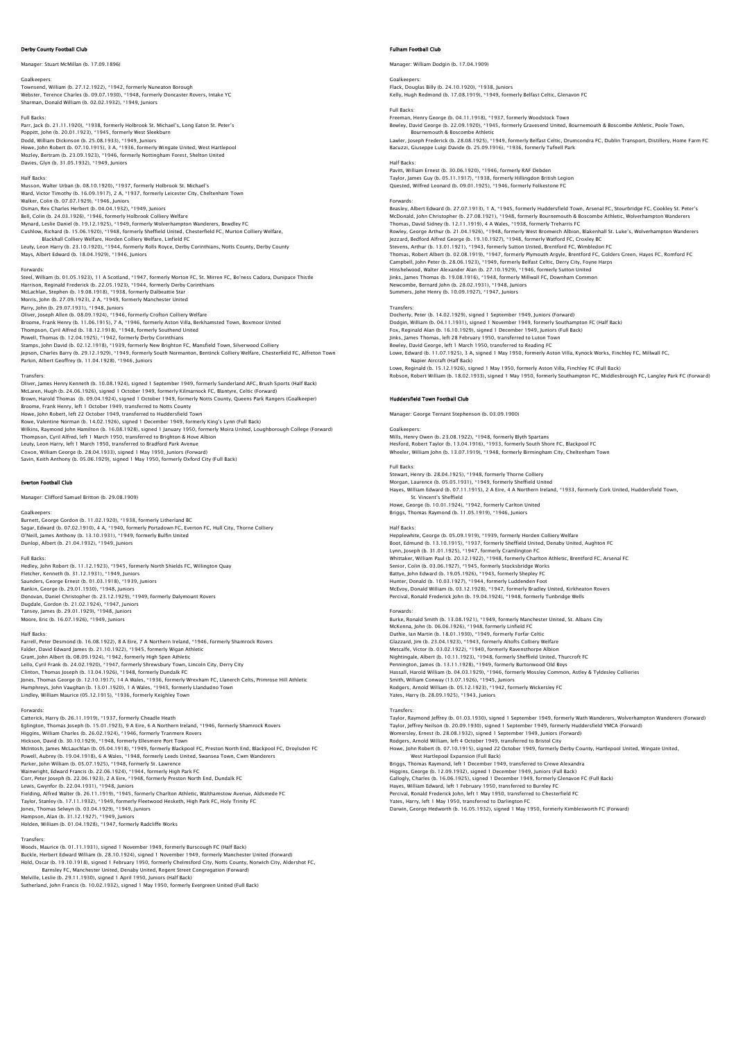## Derby County Football Club

Manager: Stuart McMillan (b. 17.09.1896)

Goalkeepers:
Townsend, William (b. 27.12.1922), \*1942, formerly Nuneaton Borough
Webster, Terence Charles (b. 09.07.1930), \*1948, formerly Doncaster Rovers, Intake YC
Sharman, Donald William (b. 02.02.1932), \*1949, Juniors

Full Backs:
Parr, Jack (b. 21.11.1920), \*1938, formerly Holbrook St. Michael's, Long Eaton St. Peter's
Poppitt, John (b. 20.01.1923), \*1945, formerly West Sleekburn
Dodd, William Dickinson (b. 25.08.1933), \*1949, Juniors
Howe, John Robert (b. 07.10.1915), 3 A, \*1936, formerly Wingate United, West Hartlepool
Mozley, Bertram (b. 23.09.1923), \*1946, formerly Nottingham Forest, Shelton United
Davies, Glyn (b. 31.05.1932), \*1949, Juniors

Half Backs:
Musson, Walter Urban (b. 08.10.1920), \*1937, formerly Holbrook St. Michael's
Ward, Victor Timothy (b. 16.09.1917), 2 A, \*1937, formerly Leicester City, Cheltenham Town
Walker, Colin (b. 07.07.1929), \*1946, Juniors
Osman, Rex Charles Herbert (b. 04.04.1932), \*1949, Juniors
Bell, Colin (b. 24.03.1926), \*1946, formerly Holbrook Colliery Welfare
Mynard, Leslie Daniel (b. 19.12.1925), \*1949, formerly Wolverhampton Wanderers, Bewdley FC
Cushlow, Richard (b. 15.06.1920), \*1948, formerly Sheffield United, Chesterfield FC, Murton Colliery Welfare, Blackhall Colliery Welfare, Horden Colliery Welfare, Linfield FC
Leuty, Leon Harry (b. 23.10.1920), \*1944, formerly Rolls Royce, Derby Corinthians, Notts County, Derby County
Mays, Albert Edward (b. 18.04.1929), \*1946, Juniors

Forwards:
Steel, William (b. 01.05.1923), 11 A Scotland, \*1947, formerly Morton FC, St. Mirren FC, Bo'ness Cadora, Dunipace Thistle
Harrison, Reginald Frederick (b. 22.05.1923), \*1944, formerly Derby Corinthians
McLachlan, Stephen (b. 19.08.1918), \*1938, formerly Dalbeattie Star
Morris, John (b. 27.09.1923), 2 A, \*1949, formerly Manchester United
Parry, John (b. 29.07.1931), \*1948, Juniors
Oliver, Joseph Allen (b. 08.09.1924), \*1946, formerly Crofton Colliery Welfare
Broome, Frank Henry (b. 11.06.1915), 7 A, \*1946, formerly Aston Villa, Berkhamsted Town, Boxmoor United
Thompson, Cyril Alfred (b. 18.12.1918), \*1948, formerly Southend United
Powell, Thomas (b. 12.04.1925), \*1942, formerly Derby Corinthians
Stamps, John David (b. 02.12.1918), \*1939, formerly New Brighton FC, Mansfield Town, Silverwood Colliery
Jepson, Charles Barry (b. 29.12.1929), \*1949, formerly South Normanton, Bentinck Colliery Welfare, Chesterfield FC, Alfreton Town
Parkin, Albert Geoffrey (b. 11.04.1928), \*1946, Juniors

Transfers:
Oliver, James Henry Kenneth (b. 10.08.1924), signed 1 September 1949, formerly Sunderland AFC, Brush Sports (Half Back)
McLaren, Hugh (b. 24.06.1926), signed 1 October 1949, formerly Kilmarnock FC, Blantyre, Celtic (Forward)
Brown, Harold Thomas (b. 09.04.1924), signed 1 October 1949, formerly Notts County, Queens Park Rangers (Goalkeeper)
Broome, Frank Henry, left 1 October 1949, transferred to Notts County
Howe, John Robert, left 22 October 1949, transferred to Huddersfield Town
Rowe, Valentine Norman (b. 14.02.1926), signed 1 December 1949, formerly King's Lynn (Full Back)
Wilkins, Raymond John Hamilton (b. 16.08.1928), signed 1 January 1950, formerly Moira United, Loughborough College (Forward)
Thompson, Cyril Alfred, left 1 March 1950, transferred to Brighton & Hove Albion
Leuty, Leon Harry, left 1 March 1950, transferred to Bradford Park Avenue
Coxon, William George (b. 28.04.1933), signed 1 May 1950, Juniors (Forward)
Savin, Keith Anthony (b. 05.06.1929), signed 1 May 1950, formerly Oxford City (Full Back)

## Everton Football Club

Manager: Clifford Samuel Britton (b. 29.08.1909)

Goalkeepers:
Burnett, George Gordon (b. 11.02.1920), \*1938, formerly Litherland BC
Sagar, Edward (b. 07.02.1910), 4 A, \*1940, formerly Portadown FC, Everton FC, Hull City, Thorne Colliery
O'Neill, James Anthony (b. 13.10.1931), \*1949, formerly Bulfin United
Dunlop, Albert (b. 21.04.1932), \*1949, Juniors

Full Backs:
Hedley, John Robert (b. 11.12.1923), \*1945, formerly North Shields FC, Willington Quay
Fletcher, Kenneth (b. 31.12.1931), \*1949, Juniors
Saunders, George Ernest (b. 01.03.1918), \*1939, Juniors
Rankin, George (b. 29.01.1930), \*1948, Juniors
Donovan, Daniel Christopher (b. 23.12.1929), \*1949, formerly Dalymount Rovers
Dugdale, Gordon (b. 21.02.1924), \*1947, Juniors
Tansey, James (b. 29.01.1929), \*1948, Juniors
Moore, Eric (b. 16.07.1926), \*1949, Juniors

Half Backs:
Farrell, Peter Desmond (b. 16.08.1922), 8 A Eire, 7 A Northern Ireland, \*1946, formerly Shamrock Rovers
Falder, David Edward James (b. 21.10.1922), \*1945, formerly Wigan Athletic
Grant, John Albert (b. 08.09.1924), \*1942, formerly High Spen Athletic
Lello, Cyril Frank (b. 24.02.1920), \*1947, formerly Shrewsbury Town, Lincoln City, Derry City
Clinton, Thomas Joseph (b. 13.04.1926), \*1948, formerly Dundalk FC
Jones, Thomas George (b. 12.10.1917), 14 A Wales, \*1936, formerly Wrexham FC, Llanerch Celts, Primrose Hill Athletic
Humphreys, John Vaughan (b. 13.01.1920), 1 A Wales, \*1943, formerly Llandudno Town
Lindley, William Maurice (05.12.1915), \*1936, formerly Keighley Town

Forwards:
Catterick, Harry (b. 26.11.1919), \*1937, formerly Cheadle Heath
Eglington, Thomas Joseph (b. 15.01.1923), 9 A Eire, 6 A Northern Ireland, \*1946, formerly Shamrock Rovers
Higgins, William Charles (b. 26.02.1924), \*1946, formerly Tranmere Rovers
Hickson, David (b. 30.10.1929), \*1948, formerly Ellesmere Port Town
McIntosh, James McLauchlan (b. 05.04.1918), \*1949, formerly Blackpool FC, Preston North End, Blackpool FC, Droylsden FC
Powell, Aubrey (b. 19.04.1918), 6 A Wales, \*1948, formerly Leeds United, Swansea Town, Cwm Wanderers
Parker, John William (b. 05.07.1925), \*1948, formerly St. Lawrence
Wainwright, Edward Francis (b. 22.06.1924), \*1944, formerly High Park FC
Corr, Peter Joseph (b. 22.06.1923), 2 A Eire, \*1948, formerly Preston North End, Dundalk FC
Lewis, Gwynfor (b. 22.04.1931), \*1948, Juniors
Fielding, Alfred Walter (b. 26.11.1919), \*1945, formerly Charlton Athletic, Walthamstow Avenue, Aldsmede FC
Taylor, Stanley (b. 17.11.1932), \*1949, formerly Fleetwood Hesketh, High Park FC, Holy Trinity FC
Jones, Thomas Selwyn (b. 03.04.1929), \*1949, Juniors
Hampson, Alan (b. 31.12.1927), \*1949, Juniors
Holden, William (b. 01.04.1928), \*1947, formerly Radcliffe Works

Transfers:
Woods, Maurice (b. 01.11.1931), signed 1 November 1949, formerly Burscough FC (Half Back)
Buckle, Herbert Edward William (b. 28.10.1924), signed 1 November 1949, formerly Manchester United (Forward)
Hold, Oscar (b. 19.10.1918), signed 1 February 1950, formerly Chelmsford City, Notts County, Norwich City, Aldershot FC, Barnsley FC, Manchester United, Denaby United, Regent Street Congregation (Forward)
Melville, Leslie (b. 29.11.1930), signed 1 April 1950, Juniors (Half Back)
Sutherland, John Francis (b. 10.02.1932), signed 1 May 1950, formerly Evergreen United (Full Back)

## Fulham Football Club

Manager: William Dodgin (b. 17.04.1909)

Goalkeepers:
Flack, Douglas Billy (b. 24.10.1920), \*1938, Juniors
Kelly, Hugh Redmond (b. 17.08.1919), \*1949, formerly Belfast Celtic, Glenavon FC

Full Backs:
Freeman, Henry George (b. 04.11.1918), \*1937, formerly Woodstock Town
Bewley, David George (b. 22.09.1920), \*1945, formerly Gravesend United, Bournemouth & Boscombe Athletic, Poole Town, Bournemouth & Boscombe Athletic
Lawler, Joseph Frederick (b. 28.08.1925), \*1949, formerly Belfast Celtic, Drumcondra FC, Dublin Transport, Distillery, Home Farm FC
Bacuzzi, Giuseppe Luigi Davide (b. 25.09.1916), \*1936, formerly Tufnell Park

Half Backs:
Pavitt, William Ernest (b. 30.06.1920), \*1946, formerly RAF Debden
Taylor, James Guy (b. 05.11.1917), \*1938, formerly Hillingdon British Legion
Quested, Wilfred Leonard (b. 09.01.1925), \*1946, formerly Folkestone FC

Forwards:
Beasley, Albert Edward (b. 27.07.1913), 1 A, \*1945, formerly Huddersfield Town, Arsenal FC, Stourbridge FC, Cookley St. Peter's
McDonald, John Christopher (b. 27.08.1921), \*1948, formerly Bournemouth & Boscombe Athletic, Wolverhampton Wanderers
Thomas, David Sidney (b. 12.11.1919), 4 A Wales, \*1938, formerly Treharris FC
Rowley, George Arthur (b. 21.04.1926), \*1948, formerly West Bromwich Albion, Blakenhall St. Luke's, Wolverhampton Wanderers
Jezzard, Bedford Alfred George (b. 19.10.1927), \*1948, formerly Watford FC, Croxley BC
Stevens, Arthur (b. 13.01.1921), \*1943, formerly Sutton United, Brentford FC, Wimbledon FC
Thomas, Robert Albert (b. 02.08.1919), \*1947, formerly Plymouth Argyle, Brentford FC, Golders Green, Hayes FC, Romford FC
Campbell, John Peter (b. 28.06.1923), \*1949, formerly Belfast Celtic, Derry City, Foyne Harps
Hinshelwood, Walter Alexander Alan (b. 27.10.1929), \*1946, formerly Sutton United
Jinks, James Thomas (b. 19.08.1916), \*1948, formerly Millwall FC, Downham Common
Newcombe, Bernard John (b. 28.02.1931), \*1948, Juniors
Summers, John Henry (b. 10.09.1927), \*1947, Juniors

Transfers:
Docherty, Peter (b. 14.02.1929), signed 1 September 1949, Juniors (Forward)
Dodgin, William (b. 04.11.1931), signed 1 November 1949, formerly Southampton FC (Half Back)
Fox, Reginald Alan (b. 16.10.1929), signed 1 December 1949, Juniors (Full Back)
Jinks, James Thomas, left 28 February 1950, transferred to Luton Town
Bewley, David George, left 1 March 1950, transferred to Reading FC
Lowe, Edward (b. 11.07.1925), 3 A, signed 1 May 1950, formerly Aston Villa, Kynock Works, Finchley FC, Millwall FC, Napier Aircraft (Half Back)
Lowe, Reginald (b. 15.12.1926), signed 1 May 1950, formerly Aston Villa, Finchley FC (Full Back)
Robson, Robert William (b. 18.02.1933), signed 1 May 1950, formerly Southampton FC, Middlesbrough FC, Langley Park FC (Forward)

## Huddersfield Town Football Club

Manager: George Ternant Stephenson (b. 03.09.1900)

Goalkeepers:
Mills, Henry Owen (b. 23.08.1922), \*1948, formerly Blyth Spartans
Hesford, Robert Taylor (b. 13.04.1916), \*1933, formerly South Shore FC, Blackpool FC
Wheeler, William John (b. 13.07.1919), \*1948, formerly Birmingham City, Cheltenham Town

Full Backs:
Stewart, Henry (b. 28.04.1925), \*1948, formerly Thorne Colliery
Morgan, Laurence (b. 05.05.1931), \*1949, formerly Sheffield United
Hayes, William Edward (b. 07.11.1915), 2 A Eire, 4 A Northern Ireland, \*1933, formerly Cork United, Huddersfield Town, St. Vincent's Sheffield
Howe, George (b. 10.01.1924), \*1942, formerly Carlton United
Briggs, Thomas Raymond (b. 11.05.1919), \*1946, Juniors

Half Backs:
Hepplewhite, George (b. 05.09.1919), \*1939, formerly Horden Colliery Welfare
Boot, Edmund (b. 13.10.1915), \*1937, formerly Sheffield United, Denaby United, Aughton FC
Lynn, Joseph (b. 31.01.1925), \*1947, formerly Cramlington FC
Whittaker, William Paul (b. 20.12.1922), \*1948, formerly Charlton Athletic, Brentford FC, Arsenal FC
Senior, Colin (b. 03.06.1927), \*1945, formerly Stocksbridge Works
Battye, John Edward (b. 19.05.1926), \*1943, formerly Shepley FC
Hunter, Donald (b. 10.03.1927), \*1944, formerly Luddenden Foot
McEvoy, Donald William (b. 03.12.1928), \*1947, formerly Bradley United, Kirkheaton Rovers
Percival, Ronald Frederick John (b. 19.04.1924), \*1948, formerly Tunbridge Wells

Forwards:
Burke, Ronald Smith (b. 13.08.1921), \*1949, formerly Manchester United, St. Albans City
McKenna, John (b. 06.06.1926), \*1948, formerly Linfield FC
Duthie, Ian Martin (b. 18.01.1930), \*1949, formerly Forfar Celtic
Glazzard, Jim (b. 23.04.1923), \*1943, formerly Altofts Colliery Welfare
Metcalfe, Victor (b. 03.02.1922), \*1940, formerly Ravensthorpe Albion
Nightingale, Albert (b. 10.11.1923), \*1948, formerly Sheffield United, Thurcroft FC
Pennington, James (b. 13.11.1928), \*1949, formerly Burtonwood Old Boys
Hassall, Harold William (b. 04.03.1929), \*1946, formerly Mossley Common, Astley & Tyldesley Collieries
Smith, William Conway (13.07.1926), \*1945, Juniors
Rodgers, Arnold William (b. 05.12.1923), \*1942, formerly Wickersley FC
Yates, Harry (b. 28.09.1925), \*1943, Juniors

Transfers:
Taylor, Raymond Jeffrey (b. 01.03.1930), signed 1 September 1949, formerly Wath Wanderers, Wolverhampton Wanderers (Forward)
Taylor, Jeffrey Neilson (b. 20.09.1930), signed 1 September 1949, formerly Huddersfield YMCA (Forward)
Womersley, Ernest (b. 28.08.1932), signed 1 September 1949, Juniors (Forward)
Rodgers, Arnold William, left 4 October 1949, transferred to Bristol City
Howe, John Robert (b. 07.10.1915), signed 22 October 1949, formerly Derby County, Hartlepool United, Wingate United, West Hartlepool Expansion (Full Back)
Briggs, Thomas Raymond, left 1 December 1949, transferred to Crewe Alexandra
Higgins, George (b. 12.09.1932), signed 1 December 1949, Juniors (Full Back)
Gallogly, Charles (b. 16.06.1925), signed 1 December 1949, formerly Glenavon FC (Full Back)
Hayes, William Edward, left 1 February 1950, transferred to Burnley FC
Percival, Ronald Frederick John, left 1 May 1950, transferred to Chesterfield FC
Yates, Harry, left 1 May 1950, transferred to Darlington FC
Darwin, George Hedworth (b. 16.05.1932), signed 1 May 1950, formerly Kimblesworth FC (Forward)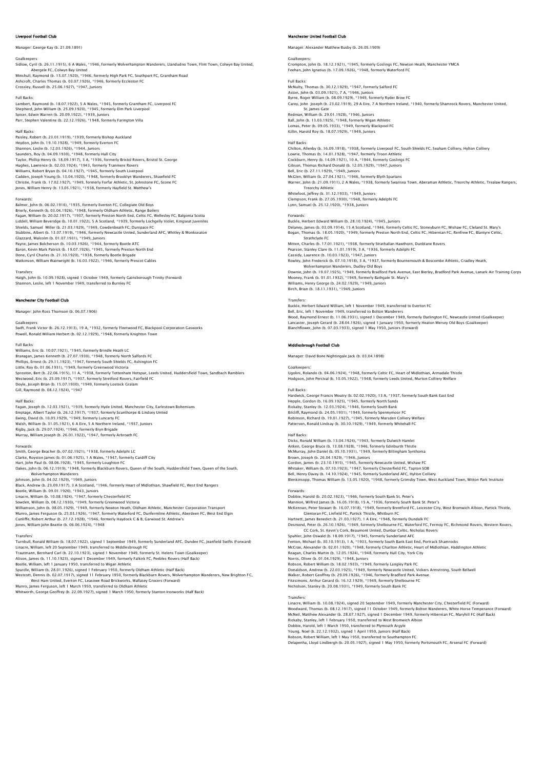## Liverpool Football Club

Manager: George Kay (b. 21.09.1891)

Goalkeepers:
Sidlow, Cyril (b. 26.11.1915), 6 A Wales, *1946, formerly Wolverhampton Wanderers, Llandudno Town, Flint Town, Colwyn Bay United, Abergele FC, Colwyn Bay United
Minshull, Raymond (b. 15.07.1920), *1946, formerly High Park FC, Southport FC, Grantham Road
Ashcroft, Charles Thomas (b. 03.07.1926), *1946, formerly Eccleston FC
Crossley, Russell (b. 25.06.1927), *1947, Juniors

Full Backs:
Lambert, Raymond (b. 18.07.1922), 5 A Wales, *1945, formerly Grantham FC, Liverpool FC
Shepherd, John William (b. 25.09.1920), *1945, formerly Elm Park Liverpool
Spicer, Edwin Warren (b. 20.09.1922), *1939, Juniors
Parr, Stephen Valentine (b. 22.12.1926), *1948, formerly Farington Villa

Half Backs:
Paisley, Robert (b. 23.01.1919), *1939, formerly Bishop Auckland
Heydon, John (b. 19.10.1928), *1949, formerly Everton FC
Shannon, Leslie (b. 12.03.1926), *1944, Juniors
Saunders, Roy (b. 04.09.1930), *1948, formerly Hull City
Taylor, Phillip Henry (b. 18.09.1917), 3 A, *1936, formerly Bristol Rovers, Bristol St. George
Hughes, Lawrence (b. 02.03.1924), *1943, formerly Tranmere Rovers
Williams, Robert Bryan (b. 04.10.1927), *1945, formerly South Liverpool
Cadden, Joseph Young (b. 13.04.1920), *1948, formerly Brooklyn Wanderers, Shawfield FC
Christie, Frank (b. 17.02.1927), *1949, formerly Forfar Athletic, St. Johnstone FC, Scone FC
Jones, William Henry (b. 13.05.1921), *1938, formerly Hayfield St. Matthew's

Forwards:
Balmer, John (b. 06.02.1916), *1935, formerly Everton FC, Collegiate Old Boys
Brierly, Kenneth (b. 03.04.1926), *1948, formerly Oldham Athletic, Range Boilers
Fagan, William (b. 20.02.1917), *1937, formerly Preston North End, Celtic FC, Wellesley FC, Balgonia Scotia
Liddell, William Beveridge (b. 10.01.1922), 5 A Scotland, *1939, formerly Lochgelly Violet, Kingseat Juveniles
Shields, Samuel Miller (b. 21.03.1929), *1949, Cowdenbeath FC, Dunipace FC
Stubbins, Albert (b. 13.07.1919), *1946, formerly Newcastle United, Sunderland AFC, Whitley & Monkseaton
Glazzard, Malcolm (b. 01.07.1931), *1949, Juniors
Payne, James Bolcherson (b. 10.03.1926), *1944, formerly Bootle ATC
Baron, Kevin Mark Patrick (b. 19.07.1926), *1945, formerly Preston North End
Done, Cyril Charles (b. 21.10.1920), *1938, formerly Bootle Brigade
Watkinson, William Wainwright (b. 16.03.1922), *1946, formerly Prescot Cables

Transfers:
Haigh, John (b. 10.09.1928), signed 1 October 1949, formerly Gainsborough Trinity (Forward)
Shannon, Leslie, left 1 November 1949, transferred to Burnley FC

## Manchester City Football Club

Manager: John Ross Thomson (b. 06.07.1906)

Goalkeepers:
Swift, Frank Victor (b. 26.12.1913), 19 A, *1932, formerly Fleetwood FC, Blackpool Corporation Gasworks
Powell, Ronald William Herbert (b. 02.12.1929), *1948, formerly Knighton Town

Full Backs:
Williams, Eric (b. 10.07.1921), *1945, formerly Brindle Heath LC
Branagan, James Kenneth (b. 27.07.1930), *1948, formerly North Salfords FC
Phillips, Ernest (b. 29.11.1923), *1947, formerly South Shields FC, Ashington FC
Little, Roy (b. 01.06.1931), *1949, formerly Greenwood Victoria
Sproston, Bert (b. 22.06.1915), 11 A, *1938, formerly Tottenham Hotspur, Leeds United, Huddersfield Town, Sandbach Ramblers
Westwood, Eric (b. 25.09.1917), *1937, formerly Stretford Rovers, Fairfield FC
Doyle, Joseph Brian (b. 15.07.1930), *1949, formerly Lostock Gralam
Gill, Raymond (b. 08.12.1924), *1947

Half Backs:
Fagan, Joseph (b. 12.03.1921), *1939, formerly Hyde United, Manchester City, Earlestown Bohemians
Emptage, Albert Taylor (b. 26.12.1917), *1937, formerly Scunthorpe & Lindsey United
Ewing, David (b. 10.05.1929), *1949, formerly Luncarty FC
Walsh, William (b. 31.05.1921), 6 A Eire, 5 A Northern Ireland, *1937, Juniors
Rigby, Jack (b. 29.07.1924), *1946, formerly Bryn Brigade
Murray, William Joseph (b. 26.01.1922), *1947, formerly Arbroath FC

Forwards:
Smith, George Beacher (b. 07.02.1921), *1938, formerly Adelphi LC
Clarke, Royston James (b. 01.06.1925), 1 A Wales, *1947, formerly Cardiff City
Hart, John Paul (b. 08.06.1928), *1945, formerly Loughton FC
Oakes, John (b. 06.12.1919), *1948, formerly Blackburn Rovers, Queen of the South, Huddersfield Town, Queen of the South, Wolverhampton Wanderers
Johnson, John (b. 04.02.1929), *1949, Juniors
Black, Andrew (b. 23.09.1917), 3 A Scotland, *1946, formerly Heart of Midlothian, Shawfield FC, West End Rangers
Bootle, William (b. 09.01.1926), *1943, Juniors
Linacre, William (b. 10.08.1924), *1947, formerly Chesterfield FC
Sowden, William (b. 08.12.1930), *1949, formerly Greenwood Victoria
Williamson, John (b. 08.05.1929), *1949, formerly Newton Heath, Oldham Athletic, Manchester Corporation Transport
Munro, James Ferguson (b. 25.03.1926), *1947, formerly Waterford FC, Dunfermline Athletic, Aberdeen FC, West End Elgin
Cunliffe, Robert Arthur (b. 27.12.1928), *1946, formerly Haydock C & B, Garwood St. Andrew's
Jones, William John Beattie (b. 06.06.1924), *1948

Transfers:
Turnbull, Ronald William (b. 18.07.1922), signed 1 September 1949, formerly Sunderland AFC, Dundee FC, Jeanfield Swifts (Forward)
Linacre, William, left 20 September 1949, transferred to Middlesbrough FC
Trautmann, Bernhard Carl (b. 22.10.1923), signed 1 November 1949, formerly St. Helens Town (Goalkeeper)
Alison, James (b. 11.10.1923), signed 1 December 1949, formerly Falkirk FC, Peebles Rovers (Half Back)
Bootle, William, left 1 January 1950, transferred to Wigan Athletic
Spurdle, William (b. 28.01.1926), signed 1 February 1950, formerly Oldham Athletic (Half Back)
Westcott, Dennis (b. 02.07.1917), signed 11 February 1950, formerly Blackburn Rovers, Wolverhampton Wanderers, New Brighton FC, West Ham United, Everton FC, Leasowe Road Brickworks, Wallasey Grocers (Forward)
Munro, James Ferguson, left 1 March 1950, transferred to Oldham Athletic
Whitworth, George Geoffrey (b. 22.09.1927), signed 1 March 1950, formerly Stanton Ironworks (Half Back)

## Manchester United Football Club

Manager: Alexander Matthew Busby (b. 26.05.1909)

Goalkeepers:
Crompton, John (b. 18.12.1921), *1945, formerly Goslings FC, Newton Heath, Manchester YMCA
Feehan, John Ignatius (b. 17.09.1926), *1948, formerly Waterford FC

Full Backs:
McNulty, Thomas (b. 30.12.1929), *1947, formerly Salford FC
Aston, John (b. 03.09.1921), 7 A, *1946, Juniors
Byrne, Roger William (b. 08.09.1929), *1949, formerly Ryder Brow FC
Carey, John Joseph (b. 23.02.1919), 29 A Eire, 7 A Northern Ireland, *1940, formerly Shamrock Rovers, Manchester United, St. James Gate
Redman, William (b. 29.01.1928), *1946, Juniors
Ball, John (b. 13.03.1925), *1948, formerly Wigan Athletic
Lomas, Peter (b. 09.05.1933), *1949, formerly Blackpool FC
Killin, Harold Roy (b. 18.07.1929), *1949, Juniors

Half Backs:
Chilton, Allenby (b. 16.09.1918), *1938, formerly Liverpool FC, South Shields FC, Seaham Colliery, Hylton Colliery
Lowrie, Thomas (b. 14.01.1928), *1947, formerly Troon Athletic
Cockburn, Henry (b. 14.09.1921), 10 A, *1944, formerly Goslings FC
Gibson, Thomas Richard Donald (b. 12.05.1929), *1947, Juniors
Bell, Eric (b. 27.11.1929), *1949, Juniors
McGlen, William (b. 27.04.1921), *1946, formerly Blyth Spartans
Warner, John (b. 21.09.1911), 2 A Wales, *1938, formerly Swansea Town, Aberaman Athletic, Treorchy Athletic, Trealaw Rangers, Treorchy Athletic
Whitefoot, Jeffrey (b. 31.12.1933), *1949, Juniors
Clempson, Frank (b. 27.05.1930), *1948, formerly Adelphi FC
Lynn, Samuel (b. 25.12.1920), *1938, Juniors

Forwards:
Buckle, Herbert Edward William (b. 28.10.1924), *1945, Juniors
Delaney, James (b. 03.09.1914), 15 A Scotland, *1946, formerly Celtic FC, Stoneyburn FC, Wishaw FC, Cleland St. Mary's
Bogan, Thomas (b. 18.05.1920), *1949, formerly Preston North End, Celtic FC, Hibernian FC, Renfrew FC, Blantyre Celtic, Strathclyde FC
Mitten, Charles (b. 17.01.1921), *1938, formerly Strathallan Hawthorn, Dunblane Rovers
Pearson, Stanley Clare (b. 11.01.1919), 3 A, *1936, formerly Adelphi FC
Cassidy, Laurence (b. 10.03.1923), *1947, Juniors
Rowley, John Frederick (b. 07.10.1918), 3 A, *1937, formerly Bournemouth & Boscombe Athletic, Cradley Heath, Wolverhampton Wanderers, Dudley Old Boys
Downie, John (b. 19.07.1925), *1949, formerly Bradford Park Avenue, East Bierley, Bradford Park Avenue, Lanark Air Training Corps
Mooney, Frank (b. 01.01.1932), *1949, formerly Bathgate St. Mary's
Williams, Henry George (b. 24.02.1929), *1949, Juniors
Birch, Brian (b. 18.11.1931), *1949, Juniors

Transfers:
Buckle, Herbert Edward William, left 1 November 1949, transferred to Everton FC
Bell, Eric, left 1 November 1949, transferred to Bolton Wanderers
Wood, Raymond Ernest (b. 11.06.1931), signed 1 December 1949, formerly Darlington FC, Newcastle United (Goalkeeper)
Lancaster, Joseph Gerard (b. 28.04.1926), signed 1 January 1950, formerly Heaton Mersey Old Boys (Goalkeeper)
Blanchflower, John (b. 07.03.1933), signed 1 May 1950, Juniors (Forward)

## Middlesbrough Football Club

Manager: David Bone Nightingale Jack (b. 03.04.1898)

Goalkeepers:
Ugolini, Rolando (b. 04.06.1924), *1948, formerly Celtic FC, Heart of Midlothian, Armadale Thistle
Hodgson, John Percival (b. 10.05.1922), *1948, formerly Leeds United, Murton Colliery Welfare

Full Backs:
Hardwick, George Francis Moutry (b. 02.02.1920), 13 A, *1937, formerly South Bank East End
Hepple, Gordon (b. 16.09.1925), *1945, formerly North Sands
Rickaby, Stanley (b. 12.03.1924), *1946, formerly South Bank
Bilcliff, Raymond (b. 24.05.1931), *1949, formerly Spennymoor FC
Robinson, Richard (b. 19.01.1927), *1945, formerly Marsden Colliery Welfare
Patterson, Ronald Lindsay (b. 30.10.1929), *1949, formerly Whitehall FC

Half Backs:
Dicks, Ronald William (b. 13.04.1924), *1943, formerly Dulwich Hamlet
Aitken, George Bruce (b. 13.08.1928), *1946, formerly Edinburgh Thistle
McMurray, John Daniel (b. 05.10.1931), *1949, formerly Billingham Synthonia
Brown, Joseph (b. 26.04.1929), *1946, Juniors
Gordon, James (b. 23.10.1915), *1945, formerly Newcastle United, Wishaw FC
Whitaker, William (b. 07.10.1923), *1947, formerly Chesterfield FC, Tapton SOB
Bell, Henry Davey (b. 14.10.1924), *1945, formerly Sunderland AFC, Hylton Colliery
Blenkinsopp, Thomas William (b. 13.05.1920), *1948, formerly Grimsby Town, West Auckland Town, Witton Park Institute

Forwards:
Dobbie, Harold (b. 20.02.1923), *1946, formerly South Bank St. Peter's
Mannion, Wilfred James (b. 16.05.1918), 15 A, *1936, formerly South Bank St. Peter's
McKennan, Peter Stewart (b. 16.07.1918), *1949, formerly Brentford FC, Leicester City, West Bromwich Albion, Partick Thistle, Glentoran FC, Linfield FC, Partick Thistle, Whitburn FC
Hartnett, James Benedict (b. 21.03.1927), 1 A Eire, *1948, formerly Dundalk FC
Desmond, Peter (b. 26.10.1926), *1949, formerly Shelbourne FC, Waterford FC, Fermoy FC, Richmond Rovers, Western Rovers, CC Cork, St. Kevin's Cork, Beaumont United, Dunbar Celtic, Nicholas Rovers
Spuhler, John Oswald (b. 18.09.1917), *1945, formerly Sunderland AFC
Fenton, Michael (b. 30.10.1913), 1 A, *1933, formerly South Bank East End, Portrack Shamrocks
McCrae, Alexander (b. 02.01.1920), *1948, formerly Charlton Athletic, Heart of Midlothian, Haddington Athletic
Reagan, Charles Martin (b. 12.05.1924), *1948, formerly Hull City, York City
Norris, Oliver (b. 01.04.1929), *1948, Juniors
Robson, Robert William (b. 18.02.1933), *1949, formerly Langley Park FC
Donaldson, Andrew (b. 22.03.1925), *1949, formerly Newcastle United, Vickers Armstrong, South Bellwell
Walker, Robert Geoffrey (b. 29.09.1926), *1946, formerly Bradford Park Avenue
Fitzsimons, Arthur Gerard (b. 16.12.1929), *1949, formerly Shelbourne FC
Nicholson, Stanley (b. 20.08.1931), *1949, formerly South Bank FC

Transfers:
Linacre, William (b. 10.08.1924), signed 20 September 1949, formerly Manchester City, Chesterfield FC (Forward)
Woodward, Thomas (b. 08.12.1917), signed 11 October 1949, formerly Bolton Wanderers, White Horse Temperance (Forward)
McNeil, Matthew Alexander (b. 28.07.1927), signed 1 December 1949, formerly Hibernian FC, Maryhill FC (Half Back)
Rickaby, Stanley, left 1 February 1950, transferred to West Bromwich Albion
Dobbie, Harold, left 1 March 1950, transferred to Plymouth Argyle
Young, Noel (b. 22.12.1932), signed 1 April 1950, Juniors (Half Back)
Robson, Robert William, left 1 May 1950, transferred to Southampton FC
Delapenha, Lloyd Lindbergh (b. 20.05.1927), signed 1 May 1950, formerly Portsmouth FC, Arsenal FC (Forward)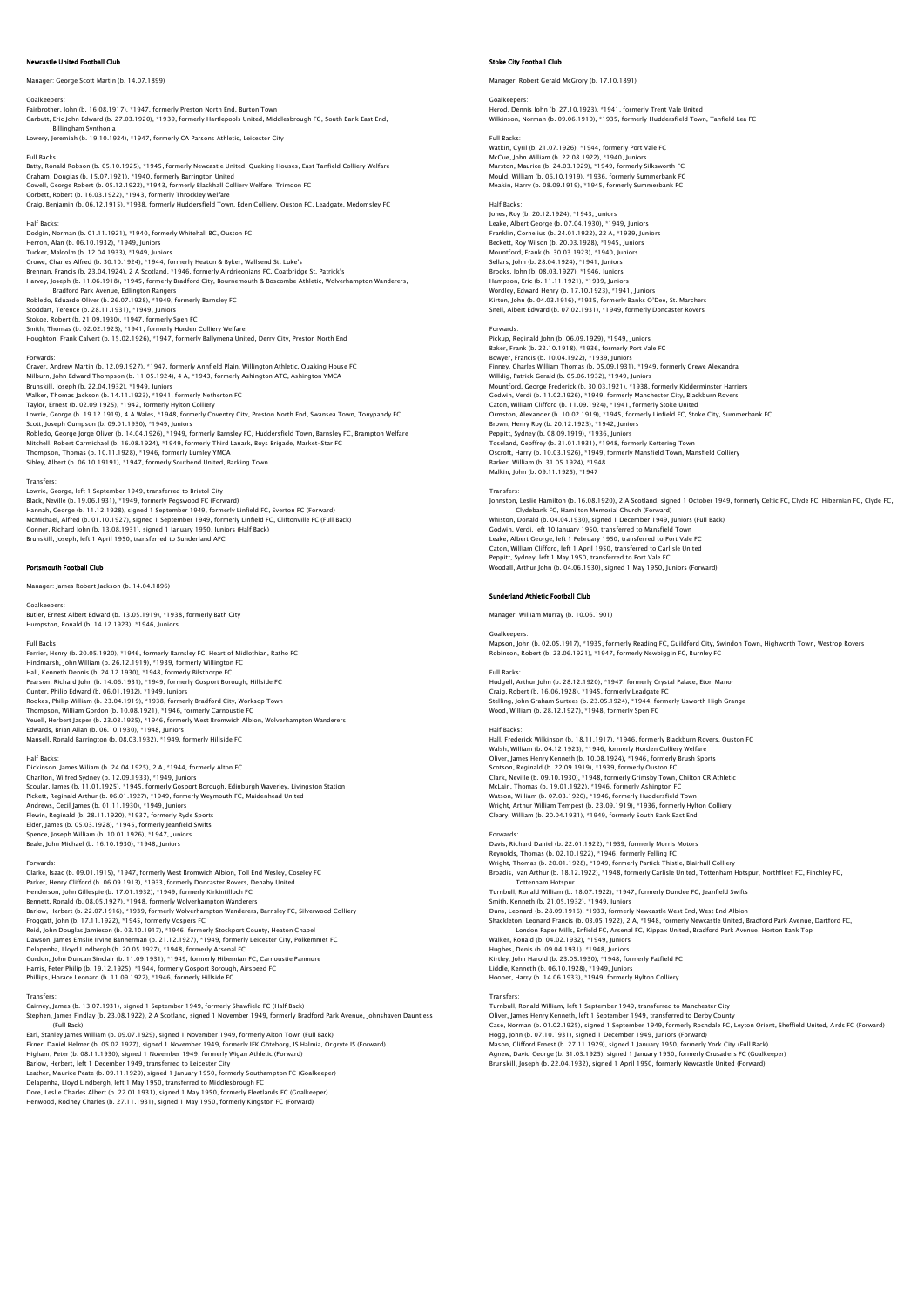## Newcastle United Football Club

Manager: George Scott Martin (b. 14.07.1899)

Goalkeepers:
Fairbrother, John (b. 16.08.1917), *1947, formerly Preston North End, Burton Town
Garbutt, Eric John Edward (b. 27.03.1920), *1939, formerly Hartlepools United, Middlesbrough FC, South Bank East End, Billingham Synthonia
Lowery, Jeremiah (b. 19.10.1924), *1947, formerly CA Parsons Athletic, Leicester City

Full Backs:
Batty, Ronald Robson (b. 05.10.1925), *1945, formerly Newcastle United, Quaking Houses, East Tanfield Colliery Welfare
Graham, Douglas (b. 15.07.1921), *1940, formerly Barrington United
Cowell, George Robert (b. 05.12.1922), *1943, formerly Blackhall Colliery Welfare, Trimdon FC
Corbett, Robert (b. 16.03.1922), *1943, formerly Throckley Welfare
Craig, Benjamin (b. 06.12.1915), *1938, formerly Huddersfield Town, Eden Colliery, Ouston FC, Leadgate, Medomsley FC

Half Backs:
Dodgin, Norman (b. 01.11.1921), *1940, formerly Whitehall BC, Ouston FC
Herron, Alan (b. 06.10.1932), *1949, Juniors
Tucker, Malcolm (b. 12.04.1933), *1949, Juniors
Crowe, Charles Alfred (b. 30.10.1924), *1944, formerly Heaton & Byker, Wallsend St. Luke's
Brennan, Francis (b. 23.04.1924), 2 A Scotland, *1946, formerly Airdrieonians FC, Coatbridge St. Patrick's
Harvey, Joseph (b. 11.06.1918), *1945, formerly Bradford City, Bournemouth & Boscombe Athletic, Wolverhampton Wanderers, Bradford Park Avenue, Edlington Rangers
Robledo, Eduardo Oliver (b. 26.07.1928), *1949, formerly Barnsley FC
Stoddart, Terence (b. 28.11.1931), *1949, Juniors
Stokoe, Robert (b. 21.09.1930), *1947, formerly Spen FC
Smith, Thomas (b. 02.02.1923), *1941, formerly Horden Colliery Welfare
Houghton, Frank Calvert (b. 15.02.1926), *1947, formerly Ballymena United, Derry City, Preston North End

Forwards:
Graver, Andrew Martin (b. 12.09.1927), *1947, formerly Annfield Plain, Willington Athletic, Quaking House FC
Milburn, John Edward Thompson (b. 11.05.1924), 4 A, *1943, formerly Ashington ATC, Ashington YMCA
Brunskill, Joseph (b. 22.04.1932), *1949, Juniors
Walker, Thomas Jackson (b. 14.11.1923), *1941, formerly Netherton FC
Taylor, Ernest (b. 02.09.1925), *1942, formerly Hylton Colliery
Lowrie, George (b. 19.12.1919), 4 A Wales, *1948, formerly Coventry City, Preston North End, Swansea Town, Tonypandy FC
Scott, Joseph Cumpson (b. 09.01.1930), *1949, Juniors
Robledo, George Jorge Oliver (b. 14.04.1926), *1949, formerly Barnsley FC, Huddersfield Town, Barnsley FC, Brampton Welfare
Mitchell, Robert Carmichael (b. 16.08.1924), *1949, formerly Third Lanark, Boys Brigade, Market-Star FC
Thompson, Thomas (b. 10.11.1928), *1946, formerly Lumley YMCA
Sibley, Albert (b. 06.10.19191), *1947, formerly Southend United, Barking Town

Transfers:
Lowrie, George, left 1 September 1949, transferred to Bristol City
Black, Neville (b. 19.06.1931), *1949, formerly Pegswood FC (Forward)
Hannah, George (b. 11.12.1928), signed 1 September 1949, formerly Linfield FC, Everton FC (Forward)
McMichael, Alfred (b. 01.10.1927), signed 1 September 1949, formerly Linfield FC, Cliftonville FC (Full Back)
Conner, Richard John (b. 13.08.1931), signed 1 January 1950, Juniors (Half Back)
Brunskill, Joseph, left 1 April 1950, transferred to Sunderland AFC

## Portsmouth Football Club

Manager: James Robert Jackson (b. 14.04.1896)

Goalkeepers:
Butler, Ernest Albert Edward (b. 13.05.1919), *1938, formerly Bath City
Humpston, Ronald (b. 14.12.1923), *1946, Juniors

Full Backs:
Ferrier, Henry (b. 20.05.1920), *1946, formerly Barnsley FC, Heart of Midlothian, Ratho FC
Hindmarsh, John William (b. 26.12.1919), *1939, formerly Willington FC
Hall, Kenneth Dennis (b. 24.12.1930), *1948, formerly Bilsthorpe FC
Pearson, Richard John (b. 14.06.1931), *1949, formerly Gosport Borough, Hillside FC
Gunter, Philip Edward (b. 06.01.1932), *1949, Juniors
Rookes, Philip William (b. 23.04.1919), *1938, formerly Bradford City, Worksop Town
Thompson, William Gordon (b. 10.08.1921), *1946, formerly Carnoustie FC
Yeuell, Herbert Jasper (b. 23.03.1925), *1946, formerly West Bromwich Albion, Wolverhampton Wanderers
Edwards, Brian Allan (b. 06.10.1930), *1948, Juniors
Mansell, Ronald Barrington (b. 08.03.1932), *1949, formerly Hillside FC

Half Backs:
Dickinson, James Wiliam (b. 24.04.1925), 2 A, *1944, formerly Alton FC
Charlton, Wilfred Sydney (b. 12.09.1933), *1949, Juniors
Scoular, James (b. 11.01.1925), *1945, formerly Gosport Borough, Edinburgh Waverley, Livingston Station
Pickett, Reginald Arthur (b. 06.01.1927), *1949, formerly Weymouth FC, Maidenhead United
Andrews, Cecil James (b. 01.11.1930), *1949, Juniors
Flewin, Reginald (b. 28.11.1920), *1937, formerly Ryde Sports
Elder, James (b. 05.03.1928), *1945, formerly Jeanfield Swifts
Spence, Joseph William (b. 10.01.1926), *1947, Juniors
Beale, John Michael (b. 16.10.1930), *1948, Juniors

Forwards:
Clarke, Isaac (b. 09.01.1915), *1947, formerly West Bromwich Albion, Toll End Wesley, Coseley FC
Parker, Henry Clifford (b. 06.09.1913), *1933, formerly Doncaster Rovers, Denaby United
Henderson, John Gillespie (b. 17.01.1932), *1949, formerly Kirkintilloch FC
Bennett, Ronald (b. 08.05.1927), *1948, formerly Wolverhampton Wanderers
Barlow, Herbert (b. 22.07.1916), *1939, formerly Wolverhampton Wanderers, Barnsley FC, Silverwood Colliery
Froggatt, John (b. 17.11.1922), *1945, formerly Vospers FC
Reid, John Douglas Jamieson (b. 03.10.1917), *1946, formerly Stockport County, Heaton Chapel
Dawson, James Emslie Irvine Bannerman (b. 21.12.1927), *1949, formerly Leicester City, Polkemmet FC
Delapenha, Lloyd Lindbergh (b. 20.05.1927), *1948, formerly Arsenal FC
Gordon, John Duncan Sinclair (b. 11.09.1931), *1949, formerly Hibernian FC, Carnoustie Panmure
Harris, Peter Philip (b. 19.12.1925), *1944, formerly Gosport Borough, Airspeed FC
Phillips, Horace Leonard (b. 11.09.1922), *1946, formerly Hillside FC

Transfers:
Cairney, James (b. 13.07.1931), signed 1 September 1949, formerly Shawfield FC (Half Back)
Stephen, James Findlay (b. 23.08.1922), 2 A Scotland, signed 1 November 1949, formerly Bradford Park Avenue, Johnshaven Dauntless (Full Back)
Earl, Stanley James William (b. 09.07.1929), signed 1 November 1949, formerly Alton Town (Full Back)
Ekner, Daniel Helmer (b. 05.02.1927), signed 1 November 1949, formerly IFK Göteborg, IS Halmia, Orgryte IS (Forward)
Higham, Peter (b. 08.11.1930), signed 1 November 1949, formerly Wigan Athletic (Forward)
Barlow, Herbert, left 1 December 1949, transferred to Leicester City
Leather, Maurice Peate (b. 09.11.1929), signed 1 January 1950, formerly Southampton FC (Goalkeeper)
Delapenha, Lloyd Lindbergh, left 1 May 1950, transferred to Middlesbrough FC
Dore, Leslie Charles Albert (b. 22.01.1931), signed 1 May 1950, formerly Fleetlands FC (Goalkeeper)
Henwood, Rodney Charles (b. 27.11.1931), signed 1 May 1950, formerly Kingston FC (Forward)

## Stoke City Football Club

Manager: Robert Gerald McGrory (b. 17.10.1891)

Goalkeepers:
Herod, Dennis John (b. 27.10.1923), *1941, formerly Trent Vale United
Wilkinson, Norman (b. 09.06.1910), *1935, formerly Huddersfield Town, Tanfield Lea FC

Full Backs:
Watkin, Cyril (b. 21.07.1926), *1944, formerly Port Vale FC
McCue, John William (b. 22.08.1922), *1940, Juniors
Marston, Maurice (b. 24.03.1929), *1949, formerly Silksworth FC
Mould, William (b. 06.10.1919), *1936, formerly Summerbank FC
Meakin, Harry (b. 08.09.1919), *1945, formerly Summerbank FC

Half Backs:
Jones, Roy (b. 20.12.1924), *1943, Juniors
Leake, Albert George (b. 07.04.1930), *1949, Juniors
Franklin, Cornelius (b. 24.01.1922), 22 A, *1939, Juniors
Beckett, Roy Wilson (b. 20.03.1928), *1945, Juniors
Mountford, Frank (b. 30.03.1923), *1940, Juniors
Sellars, John (b. 28.04.1924), *1941, Juniors
Brooks, John (b. 08.03.1927), *1946, Juniors
Hampson, Eric (b. 11.11.1921), *1939, Juniors
Wordley, Edward Henry (b. 17.10.1923), *1941, Juniors
Kirton, John (b. 04.03.1916), *1935, formerly Banks O'Dee, St. Marchers
Snell, Albert Edward (b. 07.02.1931), *1949, formerly Doncaster Rovers

Forwards:
Pickup, Reginald John (b. 06.09.1929), *1949, Juniors
Baker, Frank (b. 22.10.1918), *1936, formerly Port Vale FC
Bowyer, Francis (b. 10.04.1922), *1939, Juniors
Finney, Charles William Thomas (b. 05.09.1931), *1949, formerly Crewe Alexandra
Willdig, Patrick Gerald (b. 05.06.1932), *1949, Juniors
Mountford, George Frederick (b. 30.03.1921), *1938, formerly Kidderminster Harriers
Godwin, Verdi (b. 11.02.1926), *1949, formerly Manchester City, Blackburn Rovers
Caton, William Clifford (b. 11.09.1924), *1941, formerly Stoke United
Ormston, Alexander (b. 10.02.1919), *1945, formerly Linfield FC, Stoke City, Summerbank FC
Brown, Henry Roy (b. 20.12.1923), *1942, Juniors
Peppitt, Sydney (b. 08.09.1919), *1936, Juniors
Toseland, Geoffrey (b. 31.01.1931), *1948, formerly Kettering Town
Oscroft, Harry (b. 10.03.1926), *1949, formerly Mansfield Town, Mansfield Colliery
Barker, William (b. 31.05.1924), *1948
Malkin, John (b. 09.11.1925), *1947

Transfers:
Johnston, Leslie Hamilton (b. 16.08.1920), 2 A Scotland, signed 1 October 1949, formerly Celtic FC, Clyde FC, Hibernian FC, Clyde FC, Clydebank FC, Hamilton Memorial Church (Forward)
Whiston, Donald (b. 04.04.1930), signed 1 December 1949, Juniors (Full Back)
Godwin, Verdi, left 10 January 1950, transferred to Mansfield Town
Leake, Albert George, left 1 February 1950, transferred to Port Vale FC
Caton, William Clifford, left 1 April 1950, transferred to Carlisle United
Peppitt, Sydney, left 1 May 1950, transferred to Port Vale FC
Woodall, Arthur John (b. 04.06.1930), signed 1 May 1950, Juniors (Forward)

## Sunderland Athletic Football Club

Manager: William Murray (b. 10.06.1901)

Goalkeepers:
Mapson, John (b. 02.05.1917), *1935, formerly Reading FC, Guildford City, Swindon Town, Highworth Town, Westrop Rovers
Robinson, Robert (b. 23.06.1921), *1947, formerly Newbiggin FC, Burnley FC

Full Backs:
Hudgell, Arthur John (b. 28.12.1920), *1947, formerly Crystal Palace, Eton Manor
Craig, Robert (b. 16.06.1928), *1945, formerly Leadgate FC
Stelling, John Graham Surtees (b. 23.05.1924), *1944, formerly Usworth High Grange
Wood, William (b. 28.12.1927), *1948, formerly Spen FC

Half Backs:
Hall, Frederick Wilkinson (b. 18.11.1917), *1946, formerly Blackburn Rovers, Ouston FC
Walsh, William (b. 04.12.1923), *1946, formerly Horden Colliery Welfare
Oliver, James Henry Kenneth (b. 10.08.1924), *1946, formerly Brush Sports
Scotson, Reginald (b. 22.09.1919), *1939, formerly Ouston FC
Clark, Neville (b. 09.10.1930), *1948, formerly Grimsby Town, Chilton CR Athletic
McLain, Thomas (b. 19.01.1922), *1946, formerly Ashington FC
Watson, William (b. 07.03.1920), *1946, formerly Huddersfield Town
Wright, Arthur William Tempest (b. 23.09.1919), *1936, formerly Hylton Colliery
Cleary, William (b. 20.04.1931), *1949, formerly South Bank East End

Forwards:
Davis, Richard Daniel (b. 22.01.1922), *1939, formerly Morris Motors
Reynolds, Thomas (b. 02.10.1922), *1946, formerly Felling FC
Wright, Thomas (b. 20.01.1928), *1949, formerly Partick Thistle, Blairhall Colliery
Broadis, Ivan Arthur (b. 18.12.1922), *1948, formerly Carlisle United, Tottenham Hotspur, Northfleet FC, Finchley FC, Tottenham Hotspur
Turnbull, Ronald William (b. 18.07.1922), *1947, formerly Dundee FC, Jeanfield Swifts
Smith, Kenneth (b. 21.05.1932), *1949, Juniors
Duns, Leonard (b. 28.09.1916), *1933, formerly Newcastle West End, West End Albion
Shackleton, Leonard Francis (b. 03.05.1922), 2 A, *1948, formerly Newcastle United, Bradford Park Avenue, Dartford FC, London Paper Mills, Enfield FC, Arsenal FC, Kippax United, Bradford Park Avenue, Horton Bank Top
Walker, Ronald (b. 04.02.1932), *1949, Juniors
Hughes, Denis (b. 09.04.1931), *1948, Juniors
Kirtley, John Harold (b. 23.05.1930), *1948, formerly Fatfield FC
Liddle, Kenneth (b. 06.10.1928), *1949, Juniors
Hooper, Harry (b. 14.06.1933), *1949, formerly Hylton Colliery

Transfers:
Turnbull, Ronald William, left 1 September 1949, transferred to Manchester City
Oliver, James Henry Kenneth, left 1 September 1949, transferred to Derby County
Case, Norman (b. 01.02.1925), signed 1 September 1949, formerly Rochdale FC, Leyton Orient, Sheffield United, Ards FC (Forward)
Hogg, John (b. 07.10.1931), signed 1 December 1949, Juniors (Forward)
Mason, Clifford Ernest (b. 27.11.1929), signed 1 January 1950, formerly York City (Full Back)
Agnew, David George (b. 31.03.1925), signed 1 January 1950, formerly Crusaders FC (Goalkeeper)
Brunskill, Joseph (b. 22.04.1932), signed 1 April 1950, formerly Newcastle United (Forward)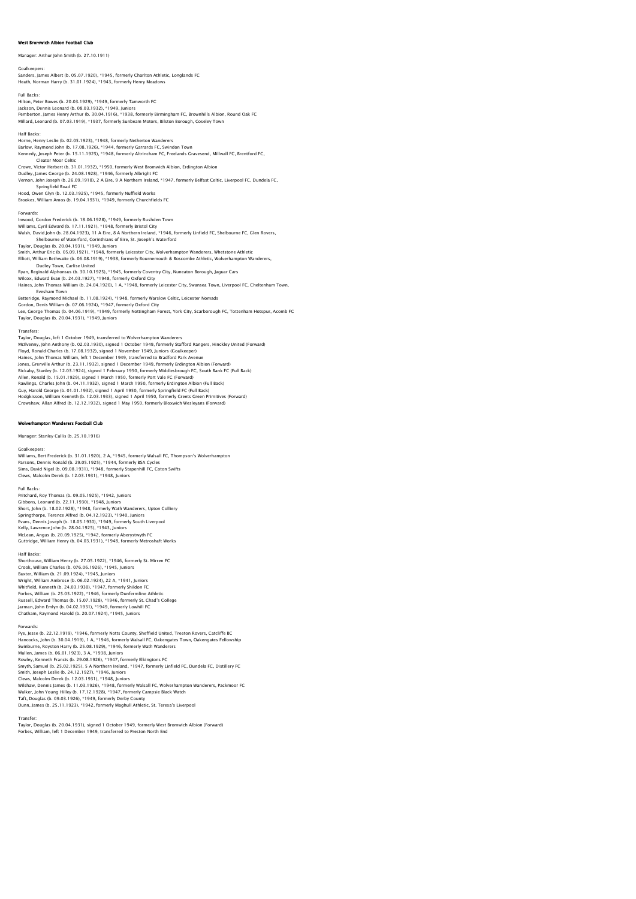## West Bromwich Albion Football Club

Manager: Arthur John Smith (b. 27.10.1911)

Goalkeepers:

Sanders, James Albert (b. 05.07.1920), *1945, formerly Charlton Athletic, Longlands FC
Heath, Norman Harry (b. 31.01.1924), *1943, formerly Henry Meadows

Full Backs:

Hilton, Peter Bowes (b. 20.03.1929), *1949, formerly Tamworth FC
Jackson, Dennis Leonard (b. 08.03.1932), *1949, Juniors
Pemberton, James Henry Arthur (b. 30.04.1916), *1938, formerly Birmingham FC, Brownhills Albion, Round Oak FC
Millard, Leonard (b. 07.03.1919), *1937, formerly Sunbeam Motors, Bilston Borough, Coseley Town

Half Backs:

Horne, Henry Leslie (b. 02.05.1923), *1948, formerly Netherton Wanderers
Barlow, Raymond John (b. 17.08.1926), *1944, formerly Garrards FC, Swindon Town
Kennedy, Joseph Peter (b. 15.11.1925), *1948, formerly Altrincham FC, Freelands Gravesend, Millwall FC, Brentford FC, Cleator Moor Celtic
Crowe, Victor Herbert (b. 31.01.1932), *1950, formerly West Bromwich Albion, Erdington Albion
Dudley, James George (b. 24.08.1928), *1946, formerly Albright FC
Vernon, John Joseph (b. 26.09.1918), 2 A Eire, 9 A Northern Ireland, *1947, formerly Belfast Celtic, Liverpool FC, Dundela FC, Springfield Road FC
Hood, Owen Glyn (b. 12.03.1925), *1945, formerly Nuffield Works
Brookes, William Amos (b. 19.04.1931), *1949, formerly Churchfields FC

Forwards:

Inwood, Gordon Frederick (b. 18.06.1928), *1949, formerly Rushden Town
Williams, Cyril Edward (b. 17.11.1921), *1948, formerly Bristol City
Walsh, David John (b. 28.04.1923), 11 A Eire, 8 A Northern Ireland, *1946, formerly Linfield FC, Shelbourne FC, Glen Rovers, Shelbourne of Waterford, Corinthians of Eire, St. Joseph's Waterford
Taylor, Douglas (b. 20.04.1931), *1949, Juniors
Smith, Arthur Eric (b. 05.09.1921), *1948, formerly Leicester City, Wolverhampton Wanderers, Whetstone Athletic
Elliott, William Bethwaite (b. 06.08.1919), *1938, formerly Bournemouth & Boscombe Athletic, Wolverhampton Wanderers, Dudley Town, Carlise United
Ryan, Reginald Alphonsus (b. 30.10.1925), *1945, formerly Coventry City, Nuneaton Borough, Jaguar Cars
Wilcox, Edward Evan (b. 24.03.1927), *1948, formerly Oxford City
Haines, John Thomas William (b. 24.04.1920), 1 A, *1948, formerly Leicester City, Swansea Town, Liverpool FC, Cheltenham Town, Evesham Town
Betteridge, Raymond Michael (b. 11.08.1924), *1948, formerly Warslow Celtic, Leicester Nomads
Gordon, Denis William (b. 07.06.1924), *1947, formerly Oxford City
Lee, George Thomas (b. 04.06.1919), *1949, formerly Nottingham Forest, York City, Scarborough FC, Tottenham Hotspur, Acomb FC
Taylor, Douglas (b. 20.04.1931), *1949, Juniors

Transfers:

Taylor, Douglas, left 1 October 1949, transferred to Wolverhampton Wanderers
McIlvenny, John Anthony (b. 02.03.1930), signed 1 October 1949, formerly Stafford Rangers, Hinckley United (Forward)
Floyd, Ronald Charles (b. 17.08.1932), signed 1 November 1949, Juniors (Goalkeeper)
Haines, John Thomas William, left 1 December 1949, transferred to Bradford Park Avenue
Jones, Grenville Arthur (b. 23.11.1932), signed 1 December 1949, formerly Erdington Albion (Forward)
Rickaby, Stanley (b. 12.03.1924), signed 1 February 1950, formerly Middlesbrough FC, South Bank FC (Full Back)
Allen, Ronald (b. 15.01.1929), signed 1 March 1950, formerly Port Vale FC (Forward)
Rawlings, Charles John (b. 04.11.1932), signed 1 March 1950, formerly Erdington Albion (Full Back)
Guy, Harold George (b. 01.01.1932), signed 1 April 1950, formerly Springfield FC (Full Back)
Hodgkisson, William Kenneth (b. 12.03.1933), signed 1 April 1950, formerly Greets Green Primitives (Forward)
Crowshaw, Allan Alfred (b. 12.12.1932), signed 1 May 1950, formerly Bloxwich Wesleyans (Forward)

## Wolverhampton Wanderers Football Club

Manager: Stanley Cullis (b. 25.10.1916)

Goalkeepers:

Williams, Bert Frederick (b. 31.01.1920), 2 A, *1945, formerly Walsall FC, Thompson's Wolverhampton
Parsons, Dennis Ronald (b. 29.05.1925), *1944, formerly BSA Cycles
Sims, David Nigel (b. 09.08.1931), *1948, formerly Stapenhill FC, Coton Swifts
Clews, Malcolm Derek (b. 12.03.1931), *1948, Juniors

Full Backs:

Pritchard, Roy Thomas (b. 09.05.1925), *1942, Juniors
Gibbons, Leonard (b. 22.11.1930), *1948, Juniors
Short, John (b. 18.02.1928), *1948, formerly Wath Wanderers, Upton Colliery
Springthorpe, Terence Alfred (b. 04.12.1923), *1940, Juniors
Evans, Dennis Joseph (b. 18.05.1930), *1949, formerly South Liverpool
Kelly, Lawrence John (b. 28.04.1925), *1943, Juniors
McLean, Angus (b. 20.09.1925), *1942, formerly Aberystwyth FC
Guttridge, William Henry (b. 04.03.1931), *1948, formerly Metroshaft Works

Half Backs:

Shorthouse, William Henry (b. 27.05.1922), *1946, formerly St. Mirren FC
Crook, William Charles (b. 076.06.1926), *1945, Juniors
Baxter, William (b. 21.09.1924), *1945, Juniors
Wright, William Ambrose (b. 06.02.1924), 22 A, *1941, Juniors
Whitfield, Kenneth (b. 24.03.1930), *1947, formerly Shildon FC
Forbes, William (b. 25.05.1922), *1946, formerly Dunfermline Athletic
Russell, Edward Thomas (b. 15.07.1928), *1946, formerly St. Chad's College
Jarman, John Emlyn (b. 04.02.1931), *1949, formerly Lowhill FC
Chatham, Raymond Harold (b. 20.07.1924), *1945, Juniors

Forwards:

Pye, Jesse (b. 22.12.1919), *1946, formerly Notts County, Sheffield United, Treeton Rovers, Catcliffe BC
Hancocks, John (b. 30.04.1919), 1 A, *1946, formerly Walsall FC, Oakengates Town, Oakengates Fellowship
Swinburne, Royston Harry (b. 25.08.1929), *1946, formerly Wath Wanderers
Mullen, James (b. 06.01.1923), 3 A, *1938, Juniors
Rowley, Kenneth Francis (b. 29.08.1926), *1947, formerly Elkingtons FC
Smyth, Samuel (b. 25.02.1925), 5 A Northern Ireland, *1947, formerly Linfield FC, Dundela FC, Distillery FC
Smith, Joseph Leslie (b. 24.12.1927), *1946, Juniors
Clews, Malcolm Derek (b. 12.03.1931), *1948, Juniors
Wilshaw, Dennis James (b. 11.03.1926), *1948, formerly Walsall FC, Wolverhampton Wanderers, Packmoor FC
Walker, John Young Hilley (b. 17.12.1928), *1947, formerly Campsie Black Watch
Taft, Douglas (b. 09.03.1926), *1949, formerly Derby County
Dunn, James (b. 25.11.1923), *1942, formerly Maghull Athletic, St. Teresa's Liverpool

Transfer:

Taylor, Douglas (b. 20.04.1931), signed 1 October 1949, formerly West Bromwich Albion (Forward)
Forbes, William, left 1 December 1949, transferred to Preston North End